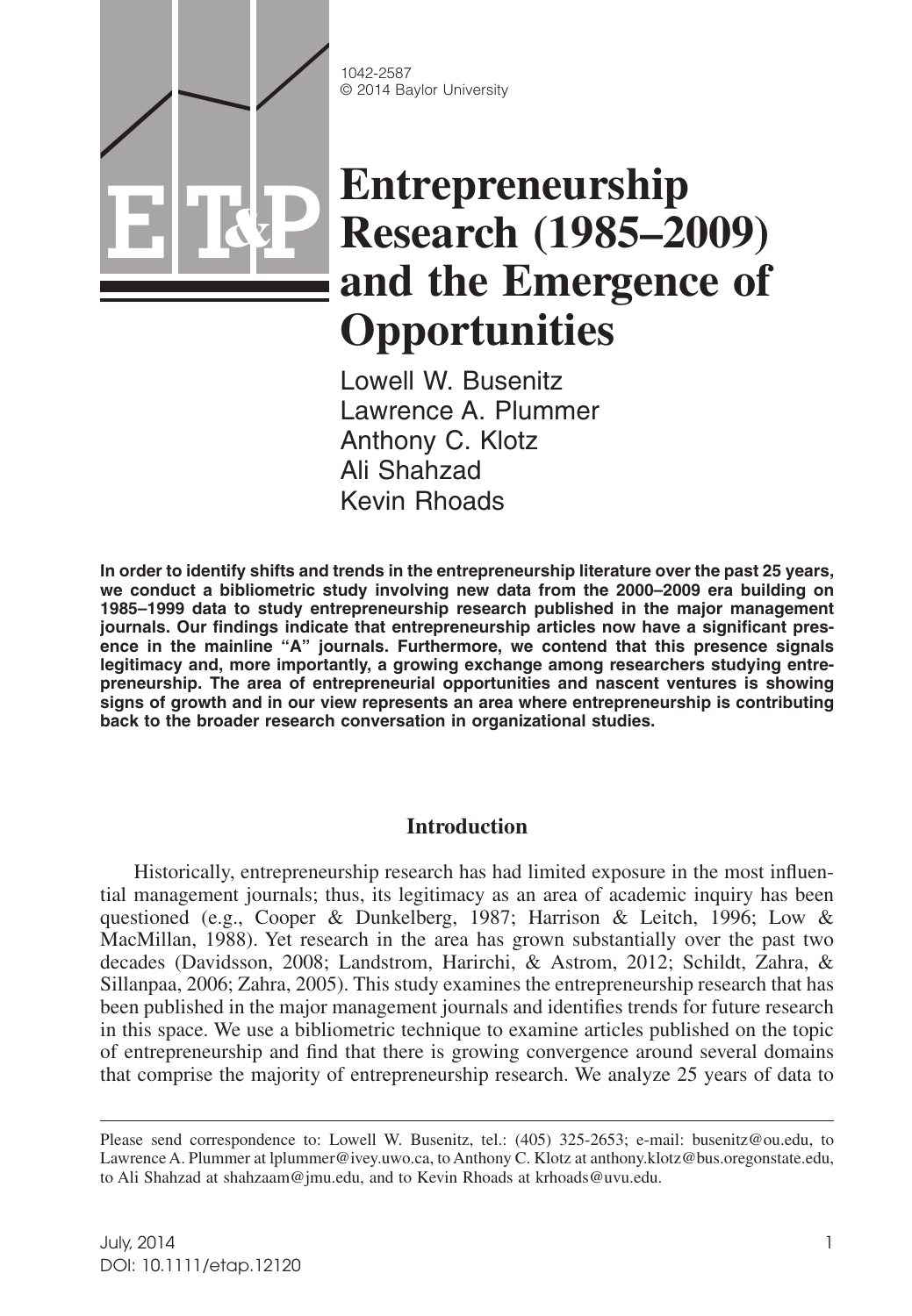1042-2587
© 2014 Baylor University

# Entrepreneurship Research (1985–2009) and the Emergence of Opportunities

Lowell W. Busenitz
Lawrence A. Plummer
Anthony C. Klotz
Ali Shahzad
Kevin Rhoads

**In order to identify shifts and trends in the entrepreneurship literature over the past 25 years, we conduct a bibliometric study involving new data from the 2000–2009 era building on 1985–1999 data to study entrepreneurship research published in the major management journals. Our findings indicate that entrepreneurship articles now have a significant presence in the mainline "A" journals. Furthermore, we contend that this presence signals legitimacy and, more importantly, a growing exchange among researchers studying entrepreneurship. The area of entrepreneurial opportunities and nascent ventures is showing signs of growth and in our view represents an area where entrepreneurship is contributing back to the broader research conversation in organizational studies.**

## Introduction

Historically, entrepreneurship research has had limited exposure in the most influential management journals; thus, its legitimacy as an area of academic inquiry has been questioned (e.g., Cooper & Dunkelberg, 1987; Harrison & Leitch, 1996; Low & MacMillan, 1988). Yet research in the area has grown substantially over the past two decades (Davidsson, 2008; Landstrom, Harirchi, & Astrom, 2012; Schildt, Zahra, & Sillanpaa, 2006; Zahra, 2005). This study examines the entrepreneurship research that has been published in the major management journals and identifies trends for future research in this space. We use a bibliometric technique to examine articles published on the topic of entrepreneurship and find that there is growing convergence around several domains that comprise the majority of entrepreneurship research. We analyze 25 years of data to

---

Please send correspondence to: Lowell W. Busenitz, tel.: (405) 325-2653; e-mail: busenitz@ou.edu, to Lawrence A. Plummer at lplummer@ivey.uwo.ca, to Anthony C. Klotz at anthony.klotz@bus.oregonstate.edu, to Ali Shahzad at shahzaam@jmu.edu, and to Kevin Rhoads at krhoads@uvu.edu.

July, 2014
DOI: 10.1111/etap.12120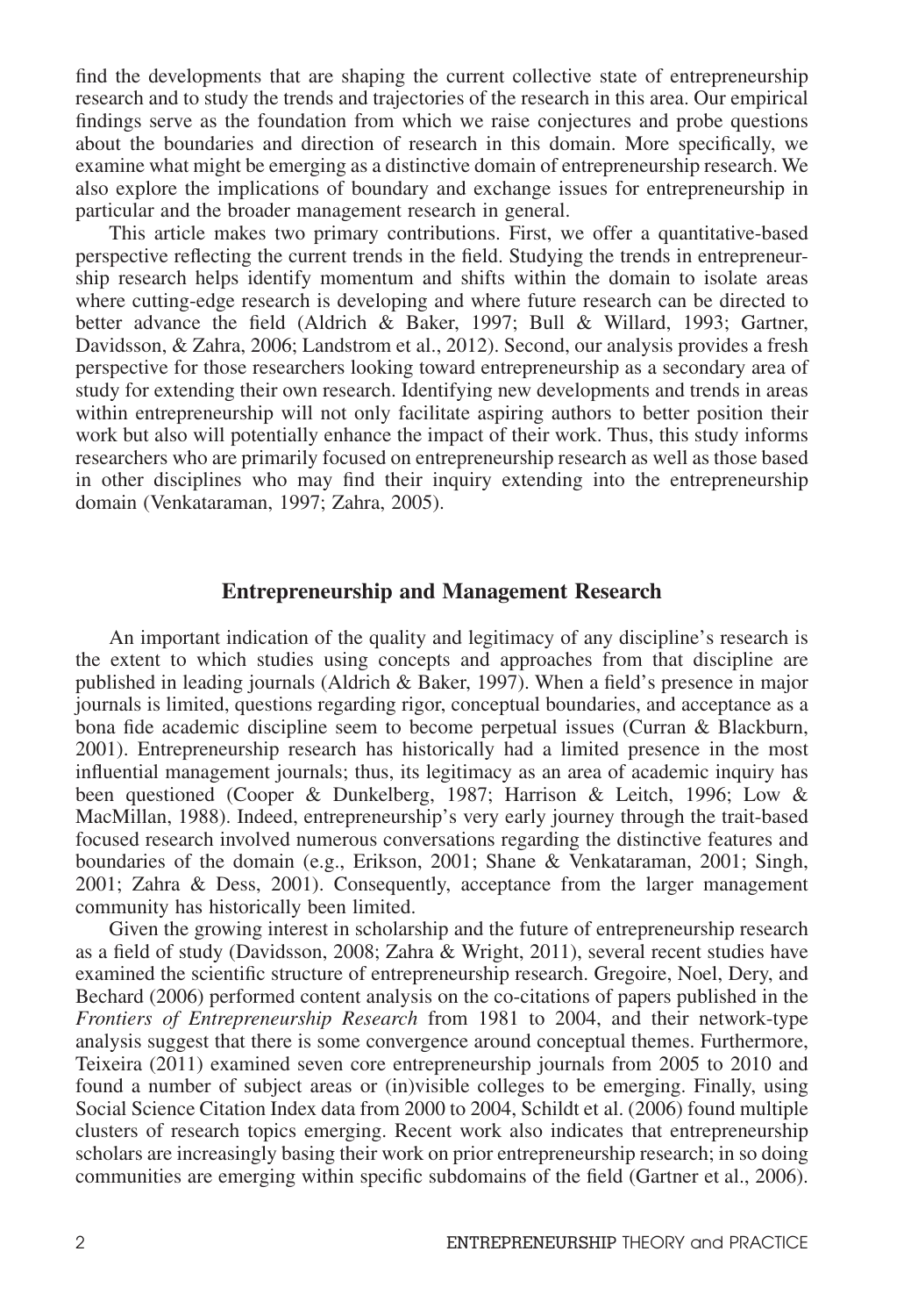find the developments that are shaping the current collective state of entrepreneurship research and to study the trends and trajectories of the research in this area. Our empirical findings serve as the foundation from which we raise conjectures and probe questions about the boundaries and direction of research in this domain. More specifically, we examine what might be emerging as a distinctive domain of entrepreneurship research. We also explore the implications of boundary and exchange issues for entrepreneurship in particular and the broader management research in general.

This article makes two primary contributions. First, we offer a quantitative-based perspective reflecting the current trends in the field. Studying the trends in entrepreneurship research helps identify momentum and shifts within the domain to isolate areas where cutting-edge research is developing and where future research can be directed to better advance the field (Aldrich & Baker, 1997; Bull & Willard, 1993; Gartner, Davidsson, & Zahra, 2006; Landstrom et al., 2012). Second, our analysis provides a fresh perspective for those researchers looking toward entrepreneurship as a secondary area of study for extending their own research. Identifying new developments and trends in areas within entrepreneurship will not only facilitate aspiring authors to better position their work but also will potentially enhance the impact of their work. Thus, this study informs researchers who are primarily focused on entrepreneurship research as well as those based in other disciplines who may find their inquiry extending into the entrepreneurship domain (Venkataraman, 1997; Zahra, 2005).

## Entrepreneurship and Management Research

An important indication of the quality and legitimacy of any discipline's research is the extent to which studies using concepts and approaches from that discipline are published in leading journals (Aldrich & Baker, 1997). When a field's presence in major journals is limited, questions regarding rigor, conceptual boundaries, and acceptance as a bona fide academic discipline seem to become perpetual issues (Curran & Blackburn, 2001). Entrepreneurship research has historically had a limited presence in the most influential management journals; thus, its legitimacy as an area of academic inquiry has been questioned (Cooper & Dunkelberg, 1987; Harrison & Leitch, 1996; Low & MacMillan, 1988). Indeed, entrepreneurship's very early journey through the trait-based focused research involved numerous conversations regarding the distinctive features and boundaries of the domain (e.g., Erikson, 2001; Shane & Venkataraman, 2001; Singh, 2001; Zahra & Dess, 2001). Consequently, acceptance from the larger management community has historically been limited.

Given the growing interest in scholarship and the future of entrepreneurship research as a field of study (Davidsson, 2008; Zahra & Wright, 2011), several recent studies have examined the scientific structure of entrepreneurship research. Gregoire, Noel, Dery, and Bechard (2006) performed content analysis on the co-citations of papers published in the *Frontiers of Entrepreneurship Research* from 1981 to 2004, and their network-type analysis suggest that there is some convergence around conceptual themes. Furthermore, Teixeira (2011) examined seven core entrepreneurship journals from 2005 to 2010 and found a number of subject areas or (in)visible colleges to be emerging. Finally, using Social Science Citation Index data from 2000 to 2004, Schildt et al. (2006) found multiple clusters of research topics emerging. Recent work also indicates that entrepreneurship scholars are increasingly basing their work on prior entrepreneurship research; in so doing communities are emerging within specific subdomains of the field (Gartner et al., 2006).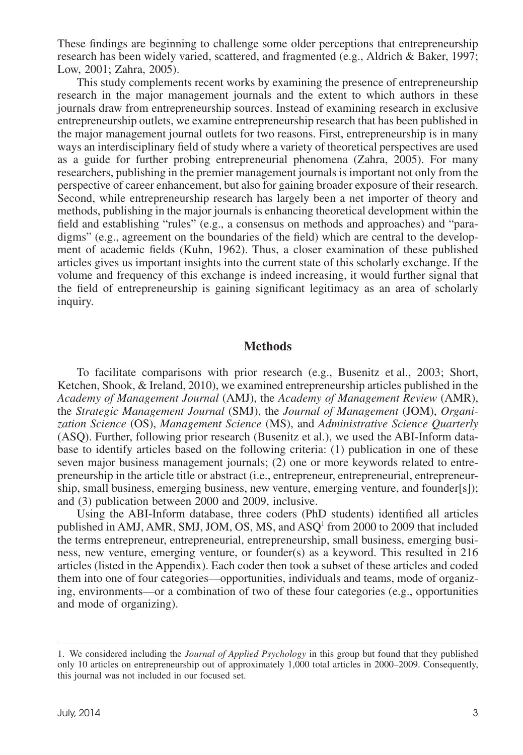These findings are beginning to challenge some older perceptions that entrepreneurship research has been widely varied, scattered, and fragmented (e.g., Aldrich & Baker, 1997; Low, 2001; Zahra, 2005).

This study complements recent works by examining the presence of entrepreneurship research in the major management journals and the extent to which authors in these journals draw from entrepreneurship sources. Instead of examining research in exclusive entrepreneurship outlets, we examine entrepreneurship research that has been published in the major management journal outlets for two reasons. First, entrepreneurship is in many ways an interdisciplinary field of study where a variety of theoretical perspectives are used as a guide for further probing entrepreneurial phenomena (Zahra, 2005). For many researchers, publishing in the premier management journals is important not only from the perspective of career enhancement, but also for gaining broader exposure of their research. Second, while entrepreneurship research has largely been a net importer of theory and methods, publishing in the major journals is enhancing theoretical development within the field and establishing "rules" (e.g., a consensus on methods and approaches) and "paradigms" (e.g., agreement on the boundaries of the field) which are central to the development of academic fields (Kuhn, 1962). Thus, a closer examination of these published articles gives us important insights into the current state of this scholarly exchange. If the volume and frequency of this exchange is indeed increasing, it would further signal that the field of entrepreneurship is gaining significant legitimacy as an area of scholarly inquiry.

## Methods

To facilitate comparisons with prior research (e.g., Busenitz et al., 2003; Short, Ketchen, Shook, & Ireland, 2010), we examined entrepreneurship articles published in the *Academy of Management Journal* (AMJ), the *Academy of Management Review* (AMR), the *Strategic Management Journal* (SMJ), the *Journal of Management* (JOM), *Organization Science* (OS), *Management Science* (MS), and *Administrative Science Quarterly* (ASQ). Further, following prior research (Busenitz et al.), we used the ABI-Inform database to identify articles based on the following criteria: (1) publication in one of these seven major business management journals; (2) one or more keywords related to entrepreneurship in the article title or abstract (i.e., entrepreneur, entrepreneurial, entrepreneurship, small business, emerging business, new venture, emerging venture, and founder[s]); and (3) publication between 2000 and 2009, inclusive.

Using the ABI-Inform database, three coders (PhD students) identified all articles published in AMJ, AMR, SMJ, JOM, OS, MS, and ASQ[1] from 2000 to 2009 that included the terms entrepreneur, entrepreneurial, entrepreneurship, small business, emerging business, new venture, emerging venture, or founder(s) as a keyword. This resulted in 216 articles (listed in the Appendix). Each coder then took a subset of these articles and coded them into one of four categories—opportunities, individuals and teams, mode of organizing, environments—or a combination of two of these four categories (e.g., opportunities and mode of organizing).

---

1. We considered including the *Journal of Applied Psychology* in this group but found that they published only 10 articles on entrepreneurship out of approximately 1,000 total articles in 2000–2009. Consequently, this journal was not included in our focused set.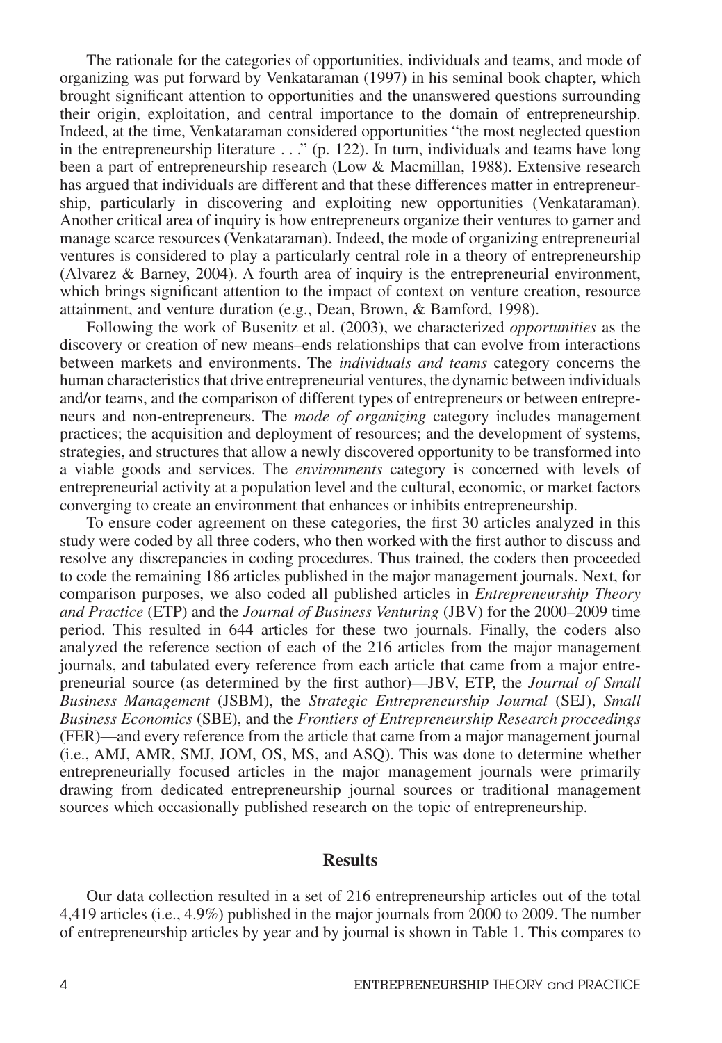The rationale for the categories of opportunities, individuals and teams, and mode of organizing was put forward by Venkataraman (1997) in his seminal book chapter, which brought significant attention to opportunities and the unanswered questions surrounding their origin, exploitation, and central importance to the domain of entrepreneurship. Indeed, at the time, Venkataraman considered opportunities "the most neglected question in the entrepreneurship literature . . ." (p. 122). In turn, individuals and teams have long been a part of entrepreneurship research (Low & Macmillan, 1988). Extensive research has argued that individuals are different and that these differences matter in entrepreneurship, particularly in discovering and exploiting new opportunities (Venkataraman). Another critical area of inquiry is how entrepreneurs organize their ventures to garner and manage scarce resources (Venkataraman). Indeed, the mode of organizing entrepreneurial ventures is considered to play a particularly central role in a theory of entrepreneurship (Alvarez & Barney, 2004). A fourth area of inquiry is the entrepreneurial environment, which brings significant attention to the impact of context on venture creation, resource attainment, and venture duration (e.g., Dean, Brown, & Bamford, 1998).

Following the work of Busenitz et al. (2003), we characterized *opportunities* as the discovery or creation of new means–ends relationships that can evolve from interactions between markets and environments. The *individuals and teams* category concerns the human characteristics that drive entrepreneurial ventures, the dynamic between individuals and/or teams, and the comparison of different types of entrepreneurs or between entrepreneurs and non-entrepreneurs. The *mode of organizing* category includes management practices; the acquisition and deployment of resources; and the development of systems, strategies, and structures that allow a newly discovered opportunity to be transformed into a viable goods and services. The *environments* category is concerned with levels of entrepreneurial activity at a population level and the cultural, economic, or market factors converging to create an environment that enhances or inhibits entrepreneurship.

To ensure coder agreement on these categories, the first 30 articles analyzed in this study were coded by all three coders, who then worked with the first author to discuss and resolve any discrepancies in coding procedures. Thus trained, the coders then proceeded to code the remaining 186 articles published in the major management journals. Next, for comparison purposes, we also coded all published articles in *Entrepreneurship Theory and Practice* (ETP) and the *Journal of Business Venturing* (JBV) for the 2000–2009 time period. This resulted in 644 articles for these two journals. Finally, the coders also analyzed the reference section of each of the 216 articles from the major management journals, and tabulated every reference from each article that came from a major entrepreneurial source (as determined by the first author)—JBV, ETP, the *Journal of Small Business Management* (JSBM), the *Strategic Entrepreneurship Journal* (SEJ), *Small Business Economics* (SBE), and the *Frontiers of Entrepreneurship Research proceedings* (FER)—and every reference from the article that came from a major management journal (i.e., AMJ, AMR, SMJ, JOM, OS, MS, and ASQ). This was done to determine whether entrepreneurially focused articles in the major management journals were primarily drawing from dedicated entrepreneurship journal sources or traditional management sources which occasionally published research on the topic of entrepreneurship.

## Results

Our data collection resulted in a set of 216 entrepreneurship articles out of the total 4,419 articles (i.e., 4.9%) published in the major journals from 2000 to 2009. The number of entrepreneurship articles by year and by journal is shown in Table 1. This compares to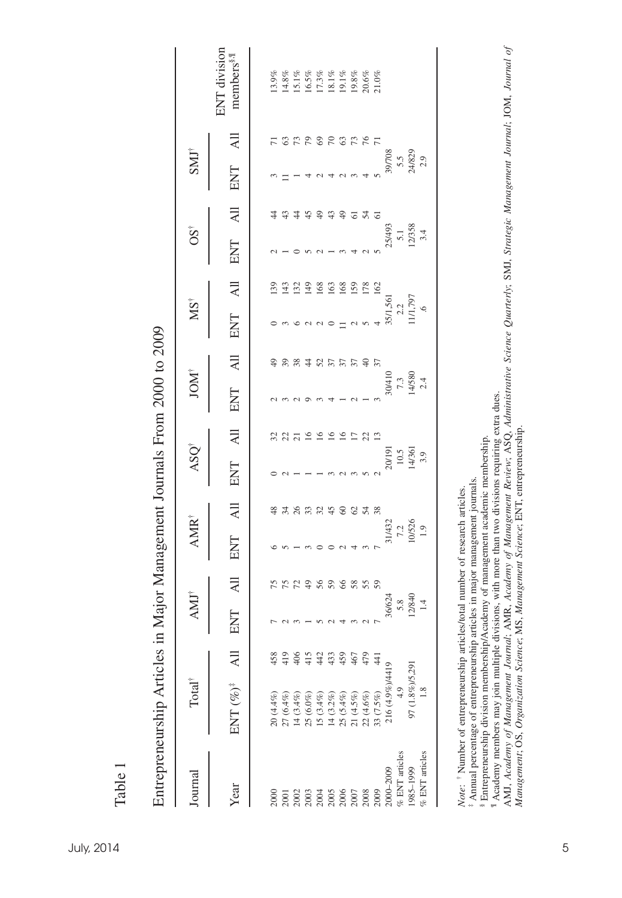Table 1

Entrepreneurship Articles in Major Management Journals From 2000 to 2009

| Journal | Total[†] | | AMJ[†] | | AMR[†] | | ASQ[†] | | JOM[†] | | MS[†] | | OS[†] | | SMJ[†] | | ENT division members[§,¶] |
|---|---|---|---|---|---|---|---|---|---|---|---|---|---|---|---|---|---|
| Year | ENT (%)[‡] | All | ENT | All | ENT | All | ENT | All | ENT | All | ENT | All | ENT | All | ENT | All | |
| 2000 | 20 (4.4%) | 458 | 7 | 75 | 6 | 48 | 0 | 32 | 2 | 49 | 0 | 139 | 2 | 44 | 3 | 71 | 13.9% |
| 2001 | 27 (6.4%) | 419 | 2 | 75 | 5 | 34 | 2 | 22 | 3 | 39 | 3 | 143 | 1 | 43 | 11 | 63 | 14.8% |
| 2002 | 14 (3.4%) | 406 | 3 | 72 | 1 | 26 | 1 | 21 | 2 | 38 | 6 | 132 | 0 | 44 | 1 | 73 | 15.1% |
| 2003 | 25 (6.0%) | 415 | 1 | 49 | 3 | 33 | 1 | 16 | 9 | 44 | 2 | 149 | 5 | 45 | 4 | 79 | 16.5% |
| 2004 | 15 (3.4%) | 442 | 5 | 56 | 0 | 32 | 1 | 16 | 3 | 52 | 2 | 168 | 2 | 49 | 2 | 69 | 17.3% |
| 2005 | 14 (3.2%) | 433 | 2 | 59 | 0 | 45 | 3 | 16 | 4 | 37 | 0 | 163 | 1 | 43 | 4 | 70 | 18.1% |
| 2006 | 25 (5.4%) | 459 | 4 | 66 | 2 | 60 | 2 | 16 | 1 | 37 | 11 | 168 | 3 | 49 | 2 | 63 | 19.1% |
| 2007 | 21 (4.5%) | 467 | 3 | 58 | 4 | 62 | 3 | 17 | 2 | 37 | 2 | 159 | 4 | 61 | 3 | 73 | 19.8% |
| 2008 | 22 (4.6%) | 479 | 2 | 55 | 3 | 54 | 5 | 22 | 1 | 40 | 5 | 178 | 2 | 54 | 4 | 76 | 20.6% |
| 2009 | 33 (7.5%) | 441 | 7 | 59 | 7 | 38 | 2 | 13 | 3 | 37 | 4 | 162 | 5 | 61 | 5 | 71 | 21.0% |
| 2000–2009 | 216 (4.9%)/4419 | | 36/624 | | 31/432 | | 20/191 | | 30/410 | | 35/1,561 | | 25/493 | | 39/708 | | |
| % ENT articles | 4.9 | | 5.8 | | 7.2 | | 10.5 | | 7.3 | | 2.2 | | 5.1 | | 5.5 | | |
| 1985–1999 | 97 (1.8%)/5,291 | | 12/840 | | 10/526 | | 14/361 | | 14/580 | | 11/1,797 | | 12/358 | | 24/829 | | |
| % ENT articles | 1.8 | | 1.4 | | 1.9 | | 3.9 | | 2.4 | | .6 | | 3.4 | | 2.9 | | |

*Note:* [†] Number of entrepreneurship articles/total number of research articles.
[‡] Annual percentage of entrepreneurship articles in major management journals.
[§] Entrepreneurship division membership/Academy of management academic membership.
[¶] Academy members may join multiple divisions, with more than two divisions requiring extra dues.
AMJ, *Academy of Management Journal*; AMR, *Academy of Management Review*; ASQ, *Administrative Science Quarterly*; SMJ, *Strategic Management Journal*; JOM, *Journal of Management*; OS, *Organization Science*; MS, *Management Science*; ENT, entrepreneurship.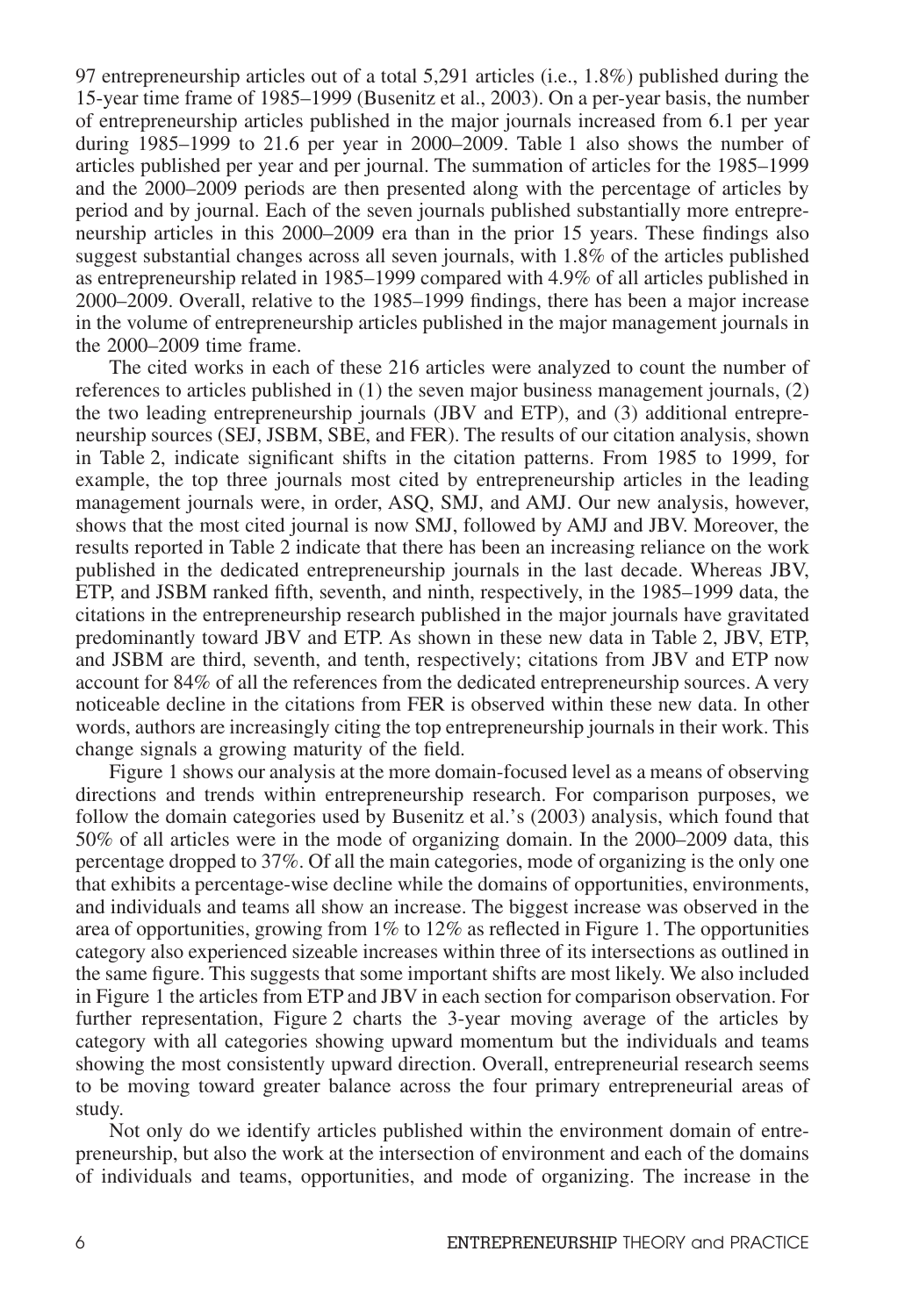97 entrepreneurship articles out of a total 5,291 articles (i.e., 1.8%) published during the 15-year time frame of 1985–1999 (Busenitz et al., 2003). On a per-year basis, the number of entrepreneurship articles published in the major journals increased from 6.1 per year during 1985–1999 to 21.6 per year in 2000–2009. Table 1 also shows the number of articles published per year and per journal. The summation of articles for the 1985–1999 and the 2000–2009 periods are then presented along with the percentage of articles by period and by journal. Each of the seven journals published substantially more entrepreneurship articles in this 2000–2009 era than in the prior 15 years. These findings also suggest substantial changes across all seven journals, with 1.8% of the articles published as entrepreneurship related in 1985–1999 compared with 4.9% of all articles published in 2000–2009. Overall, relative to the 1985–1999 findings, there has been a major increase in the volume of entrepreneurship articles published in the major management journals in the 2000–2009 time frame.

The cited works in each of these 216 articles were analyzed to count the number of references to articles published in (1) the seven major business management journals, (2) the two leading entrepreneurship journals (JBV and ETP), and (3) additional entrepreneurship sources (SEJ, JSBM, SBE, and FER). The results of our citation analysis, shown in Table 2, indicate significant shifts in the citation patterns. From 1985 to 1999, for example, the top three journals most cited by entrepreneurship articles in the leading management journals were, in order, ASQ, SMJ, and AMJ. Our new analysis, however, shows that the most cited journal is now SMJ, followed by AMJ and JBV. Moreover, the results reported in Table 2 indicate that there has been an increasing reliance on the work published in the dedicated entrepreneurship journals in the last decade. Whereas JBV, ETP, and JSBM ranked fifth, seventh, and ninth, respectively, in the 1985–1999 data, the citations in the entrepreneurship research published in the major journals have gravitated predominantly toward JBV and ETP. As shown in these new data in Table 2, JBV, ETP, and JSBM are third, seventh, and tenth, respectively; citations from JBV and ETP now account for 84% of all the references from the dedicated entrepreneurship sources. A very noticeable decline in the citations from FER is observed within these new data. In other words, authors are increasingly citing the top entrepreneurship journals in their work. This change signals a growing maturity of the field.

Figure 1 shows our analysis at the more domain-focused level as a means of observing directions and trends within entrepreneurship research. For comparison purposes, we follow the domain categories used by Busenitz et al.'s (2003) analysis, which found that 50% of all articles were in the mode of organizing domain. In the 2000–2009 data, this percentage dropped to 37%. Of all the main categories, mode of organizing is the only one that exhibits a percentage-wise decline while the domains of opportunities, environments, and individuals and teams all show an increase. The biggest increase was observed in the area of opportunities, growing from 1% to 12% as reflected in Figure 1. The opportunities category also experienced sizeable increases within three of its intersections as outlined in the same figure. This suggests that some important shifts are most likely. We also included in Figure 1 the articles from ETP and JBV in each section for comparison observation. For further representation, Figure 2 charts the 3-year moving average of the articles by category with all categories showing upward momentum but the individuals and teams showing the most consistently upward direction. Overall, entrepreneurial research seems to be moving toward greater balance across the four primary entrepreneurial areas of study.

Not only do we identify articles published within the environment domain of entrepreneurship, but also the work at the intersection of environment and each of the domains of individuals and teams, opportunities, and mode of organizing. The increase in the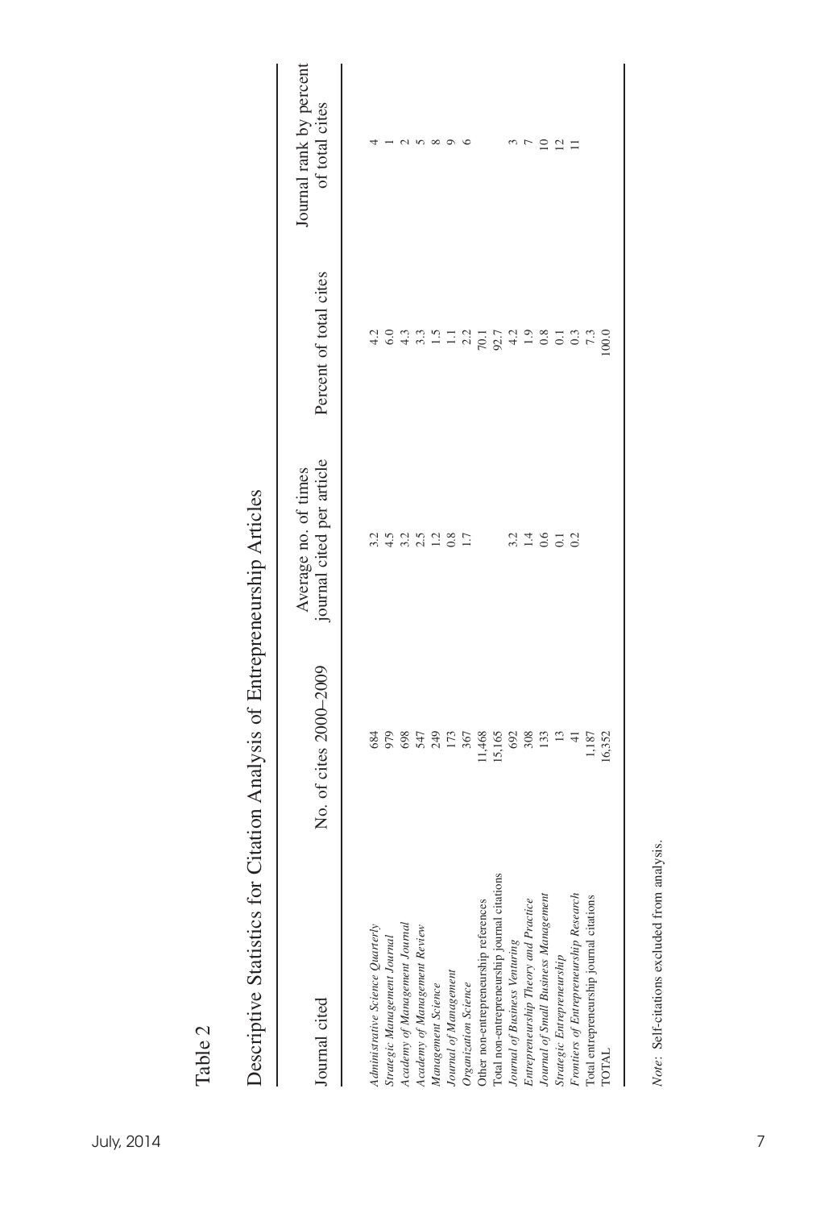Table 2

Descriptive Statistics for Citation Analysis of Entrepreneurship Articles

| Journal cited | No. of cites 2000–2009 | Average no. of times journal cited per article | Percent of total cites | Journal rank by percent of total cites |
|---|---|---|---|---|
| *Administrative Science Quarterly* | 684 | 3.2 | 4.2 | 4 |
| *Strategic Management Journal* | 979 | 4.5 | 6.0 | 1 |
| *Academy of Management Journal* | 698 | 3.2 | 4.3 | 2 |
| *Academy of Management Review* | 547 | 2.5 | 3.3 | 5 |
| *Management Science* | 249 | 1.2 | 1.5 | 8 |
| *Journal of Management* | 173 | 0.8 | 1.1 | 9 |
| *Organization Science* | 367 | 1.7 | 2.2 | 6 |
| Other non-entrepreneurship references | 11,468 | | 70.1 | |
| Total non-entrepreneurship journal citations | 15,165 | | 92.7 | |
| *Journal of Business Venturing* | 692 | 3.2 | 4.2 | 3 |
| *Entrepreneurship Theory and Practice* | 308 | 1.4 | 1.9 | 7 |
| *Journal of Small Business Management* | 133 | 0.6 | 0.8 | 10 |
| *Strategic Entrepreneurship* | 13 | 0.1 | 0.1 | 12 |
| *Frontiers of Entrepreneurship Research* | 41 | 0.2 | 0.3 | 11 |
| Total entrepreneurship journal citations | 1,187 | | 7.3 | |
| TOTAL | 16,352 | | 100.0 | |

*Note:* Self-citations excluded from analysis.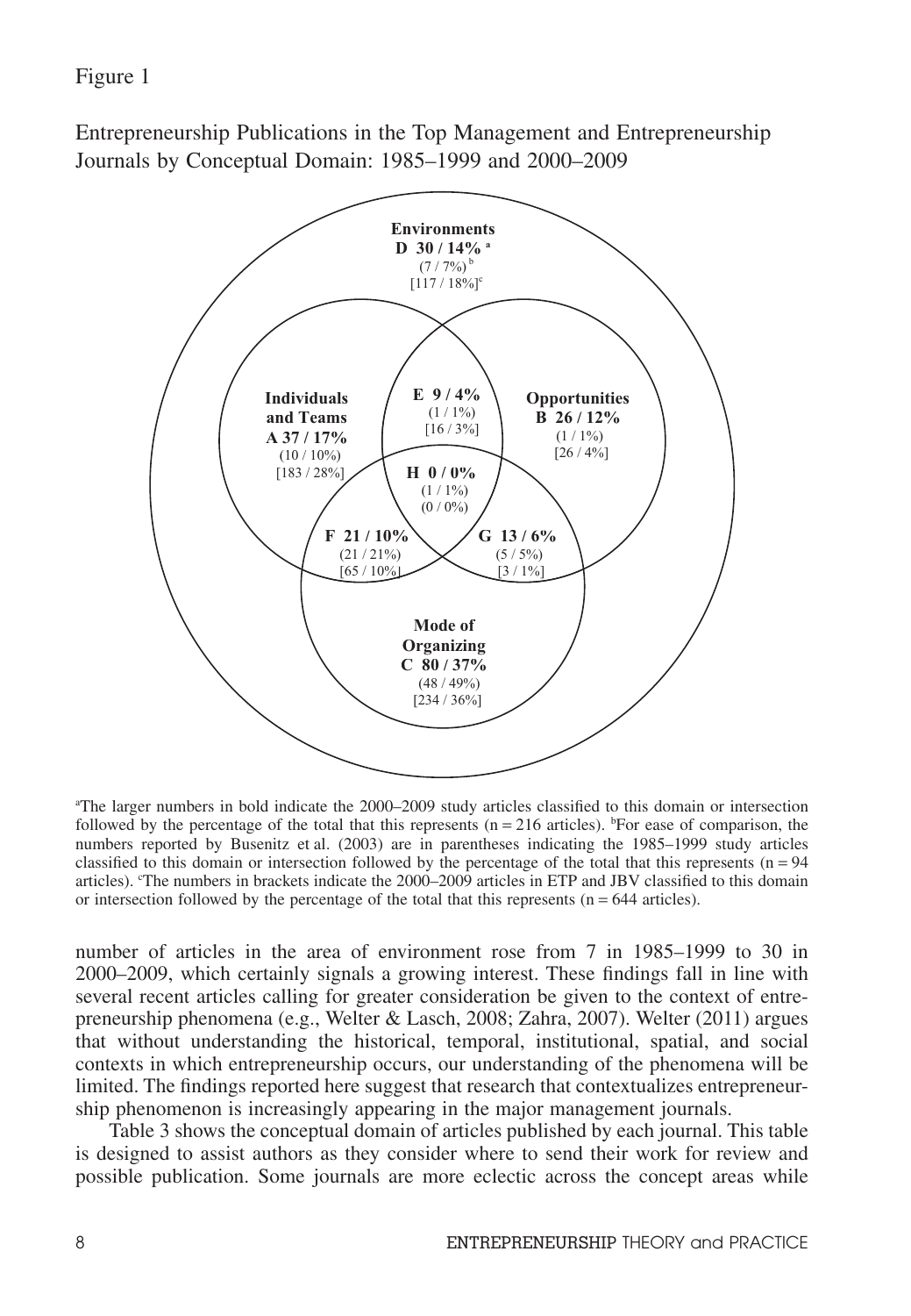Figure 1

Entrepreneurship Publications in the Top Management and Entrepreneurship Journals by Conceptual Domain: 1985–1999 and 2000–2009

**Environments**
**D 30 / 14%** [a]
(7 / 7%) [b]
[117 / 18%] [c]

**Individuals and Teams**
**A 37 / 17%**
(10 / 10%)
[183 / 28%]

**E 9 / 4%**
(1 / 1%)
[16 / 3%]

**Opportunities**
**B 26 / 12%**
(1 / 1%)
[26 / 4%]

**H 0 / 0%**
(1 / 1%)
(0 / 0%)

**F 21 / 10%**
(21 / 21%)
[65 / 10%]

**G 13 / 6%**
(5 / 5%)
[3 / 1%]

**Mode of Organizing**
**C 80 / 37%**
(48 / 49%)
[234 / 36%]

[a]The larger numbers in bold indicate the 2000–2009 study articles classified to this domain or intersection followed by the percentage of the total that this represents (n = 216 articles). [b]For ease of comparison, the numbers reported by Busenitz et al. (2003) are in parentheses indicating the 1985–1999 study articles classified to this domain or intersection followed by the percentage of the total that this represents (n = 94 articles). [c]The numbers in brackets indicate the 2000–2009 articles in ETP and JBV classified to this domain or intersection followed by the percentage of the total that this represents (n = 644 articles).

number of articles in the area of environment rose from 7 in 1985–1999 to 30 in 2000–2009, which certainly signals a growing interest. These findings fall in line with several recent articles calling for greater consideration be given to the context of entrepreneurship phenomena (e.g., Welter & Lasch, 2008; Zahra, 2007). Welter (2011) argues that without understanding the historical, temporal, institutional, spatial, and social contexts in which entrepreneurship occurs, our understanding of the phenomena will be limited. The findings reported here suggest that research that contextualizes entrepreneurship phenomenon is increasingly appearing in the major management journals.

Table 3 shows the conceptual domain of articles published by each journal. This table is designed to assist authors as they consider where to send their work for review and possible publication. Some journals are more eclectic across the concept areas while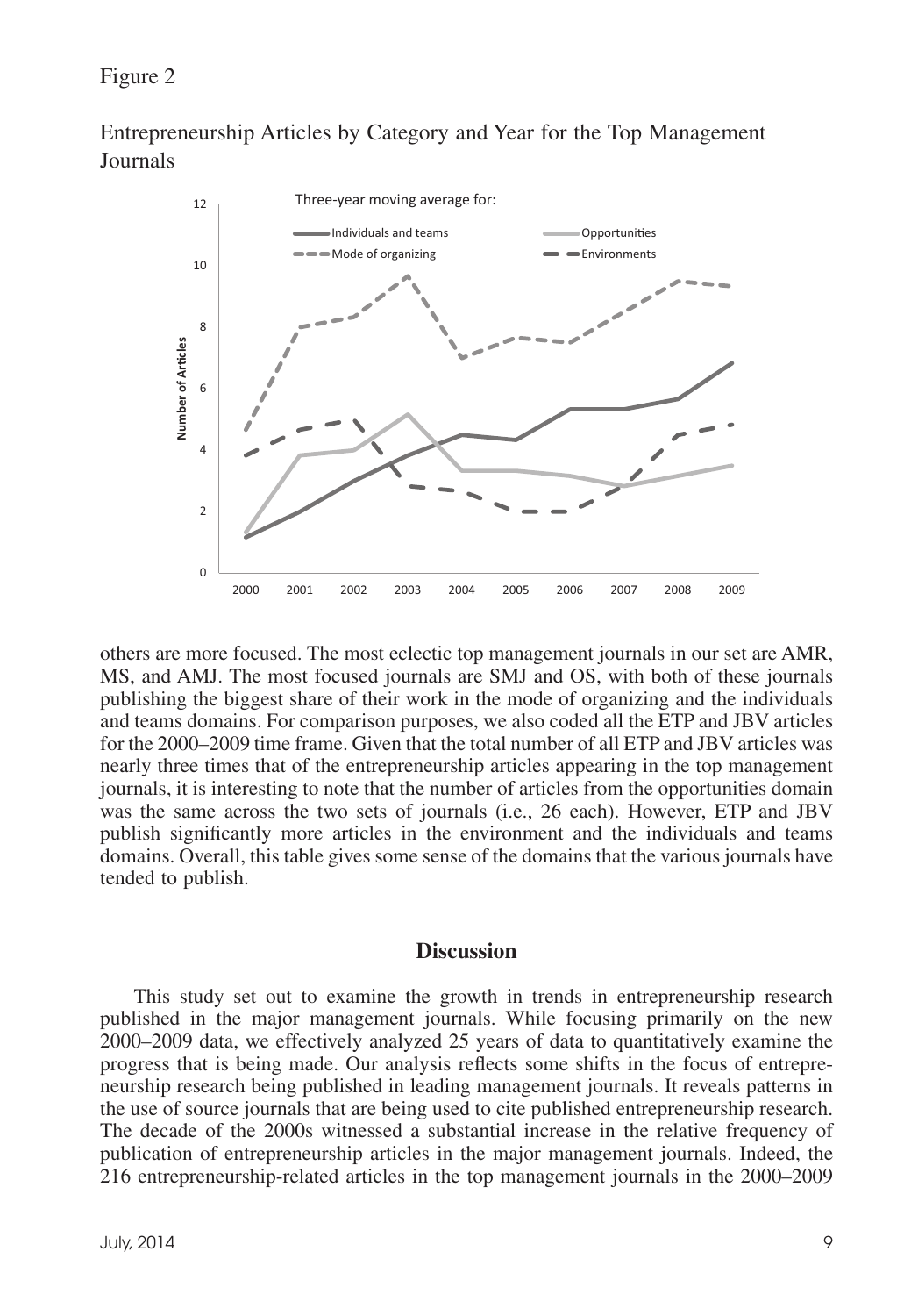Figure 2

Entrepreneurship Articles by Category and Year for the Top Management Journals

others are more focused. The most eclectic top management journals in our set are AMR, MS, and AMJ. The most focused journals are SMJ and OS, with both of these journals publishing the biggest share of their work in the mode of organizing and the individuals and teams domains. For comparison purposes, we also coded all the ETP and JBV articles for the 2000–2009 time frame. Given that the total number of all ETP and JBV articles was nearly three times that of the entrepreneurship articles appearing in the top management journals, it is interesting to note that the number of articles from the opportunities domain was the same across the two sets of journals (i.e., 26 each). However, ETP and JBV publish significantly more articles in the environment and the individuals and teams domains. Overall, this table gives some sense of the domains that the various journals have tended to publish.

## Discussion

This study set out to examine the growth in trends in entrepreneurship research published in the major management journals. While focusing primarily on the new 2000–2009 data, we effectively analyzed 25 years of data to quantitatively examine the progress that is being made. Our analysis reflects some shifts in the focus of entrepreneurship research being published in leading management journals. It reveals patterns in the use of source journals that are being used to cite published entrepreneurship research. The decade of the 2000s witnessed a substantial increase in the relative frequency of publication of entrepreneurship articles in the major management journals. Indeed, the 216 entrepreneurship-related articles in the top management journals in the 2000–2009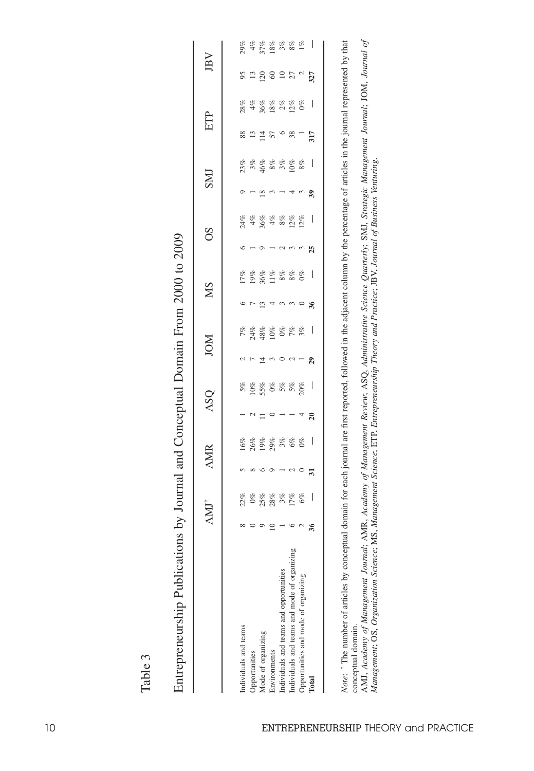Table 3

Entrepreneurship Publications by Journal and Conceptual Domain From 2000 to 2009

| | AMJ† | | AMR | | ASQ | | JOM | | MS | | OS | | SMJ | | ETP | | JBV | |
|---|---|---|---|---|---|---|---|---|---|---|---|---|---|---|---|---|---|---|
| Individuals and teams | 8 | 22% | 5 | 16% | 1 | 5% | 2 | 7% | 6 | 17% | 6 | 24% | 9 | 23% | 88 | 28% | 95 | 29% |
| Opportunities | 0 | 0% | 8 | 26% | 2 | 10% | 7 | 24% | 7 | 19% | 1 | 4% | 1 | 3% | 13 | 4% | 13 | 4% |
| Mode of organizing | 9 | 25% | 6 | 19% | 11 | 55% | 14 | 48% | 13 | 36% | 9 | 36% | 18 | 46% | 114 | 36% | 120 | 37% |
| Environments | 10 | 28% | 9 | 29% | 0 | 0% | 3 | 10% | 4 | 11% | 1 | 4% | 3 | 8% | 57 | 18% | 60 | 18% |
| Individuals and teams and opportunities | 1 | 3% | 1 | 3% | 1 | 5% | 0 | 0% | 3 | 8% | 2 | 8% | 1 | 3% | 6 | 2% | 10 | 3% |
| Individuals and teams and mode of organizing | 6 | 17% | 2 | 6% | 1 | 5% | 2 | 7% | 3 | 8% | 3 | 12% | 4 | 10% | 38 | 12% | 27 | 8% |
| Opportunities and mode of organizing | 2 | 6% | 0 | 0% | 4 | 20% | 1 | 3% | 0 | 0% | 3 | 12% | 3 | 8% | 1 | 0% | 2 | 1% |
| **Total** | **36** | — | **31** | — | **20** | — | **29** | — | **36** | — | **25** | — | **39** | — | **317** | — | **327** | — |

*Note:* † The number of articles by conceptual domain for each journal are first reported, followed in the adjacent column by the percentage of articles in the journal represented by that conceptual domain.

AMJ, *Academy of Management Journal*; AMR, *Academy of Management Review*; ASQ, *Administrative Science Quarterly*; SMJ, *Strategic Management Journal*; JOM, *Journal of Management*; OS, *Organization Science*; MS, *Management Science*; ETP, *Entrepreneurship Theory and Practice*; JBV, *Journal of Business Venturing*.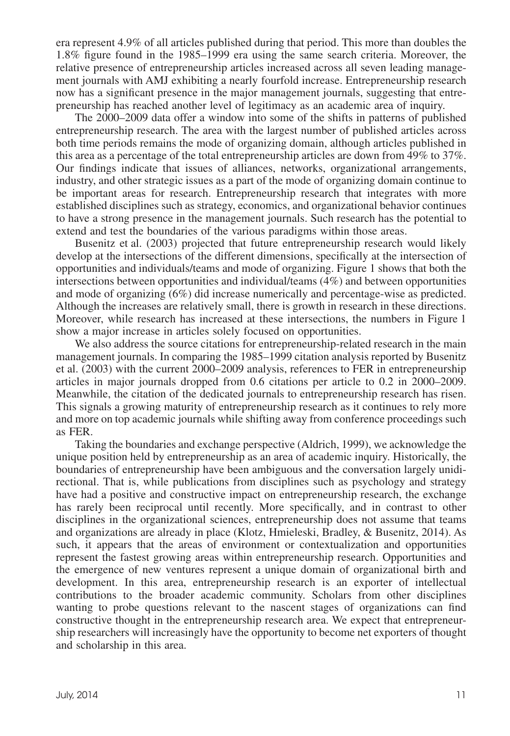era represent 4.9% of all articles published during that period. This more than doubles the 1.8% figure found in the 1985–1999 era using the same search criteria. Moreover, the relative presence of entrepreneurship articles increased across all seven leading management journals with AMJ exhibiting a nearly fourfold increase. Entrepreneurship research now has a significant presence in the major management journals, suggesting that entrepreneurship has reached another level of legitimacy as an academic area of inquiry.

The 2000–2009 data offer a window into some of the shifts in patterns of published entrepreneurship research. The area with the largest number of published articles across both time periods remains the mode of organizing domain, although articles published in this area as a percentage of the total entrepreneurship articles are down from 49% to 37%. Our findings indicate that issues of alliances, networks, organizational arrangements, industry, and other strategic issues as a part of the mode of organizing domain continue to be important areas for research. Entrepreneurship research that integrates with more established disciplines such as strategy, economics, and organizational behavior continues to have a strong presence in the management journals. Such research has the potential to extend and test the boundaries of the various paradigms within those areas.

Busenitz et al. (2003) projected that future entrepreneurship research would likely develop at the intersections of the different dimensions, specifically at the intersection of opportunities and individuals/teams and mode of organizing. Figure 1 shows that both the intersections between opportunities and individual/teams (4%) and between opportunities and mode of organizing (6%) did increase numerically and percentage-wise as predicted. Although the increases are relatively small, there is growth in research in these directions. Moreover, while research has increased at these intersections, the numbers in Figure 1 show a major increase in articles solely focused on opportunities.

We also address the source citations for entrepreneurship-related research in the main management journals. In comparing the 1985–1999 citation analysis reported by Busenitz et al. (2003) with the current 2000–2009 analysis, references to FER in entrepreneurship articles in major journals dropped from 0.6 citations per article to 0.2 in 2000–2009. Meanwhile, the citation of the dedicated journals to entrepreneurship research has risen. This signals a growing maturity of entrepreneurship research as it continues to rely more and more on top academic journals while shifting away from conference proceedings such as FER.

Taking the boundaries and exchange perspective (Aldrich, 1999), we acknowledge the unique position held by entrepreneurship as an area of academic inquiry. Historically, the boundaries of entrepreneurship have been ambiguous and the conversation largely unidirectional. That is, while publications from disciplines such as psychology and strategy have had a positive and constructive impact on entrepreneurship research, the exchange has rarely been reciprocal until recently. More specifically, and in contrast to other disciplines in the organizational sciences, entrepreneurship does not assume that teams and organizations are already in place (Klotz, Hmieleski, Bradley, & Busenitz, 2014). As such, it appears that the areas of environment or contextualization and opportunities represent the fastest growing areas within entrepreneurship research. Opportunities and the emergence of new ventures represent a unique domain of organizational birth and development. In this area, entrepreneurship research is an exporter of intellectual contributions to the broader academic community. Scholars from other disciplines wanting to probe questions relevant to the nascent stages of organizations can find constructive thought in the entrepreneurship research area. We expect that entrepreneurship researchers will increasingly have the opportunity to become net exporters of thought and scholarship in this area.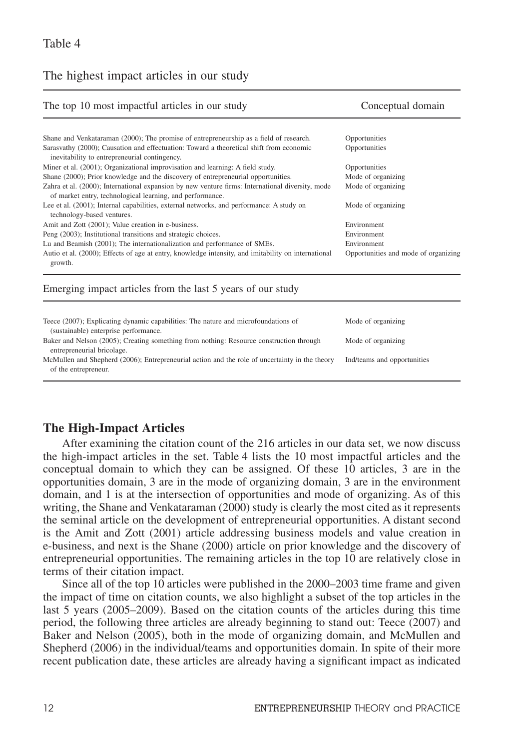Table 4

The highest impact articles in our study

| The top 10 most impactful articles in our study | Conceptual domain |
|---|---|
| Shane and Venkataraman (2000); The promise of entrepreneurship as a field of research. | Opportunities |
| Sarasvathy (2000); Causation and effectuation: Toward a theoretical shift from economic inevitability to entrepreneurial contingency. | Opportunities |
| Miner et al. (2001); Organizational improvisation and learning: A field study. | Opportunities |
| Shane (2000); Prior knowledge and the discovery of entrepreneurial opportunities. | Mode of organizing |
| Zahra et al. (2000); International expansion by new venture firms: International diversity, mode of market entry, technological learning, and performance. | Mode of organizing |
| Lee et al. (2001); Internal capabilities, external networks, and performance: A study on technology-based ventures. | Mode of organizing |
| Amit and Zott (2001); Value creation in e-business. | Environment |
| Peng (2003); Institutional transitions and strategic choices. | Environment |
| Lu and Beamish (2001); The internationalization and performance of SMEs. | Environment |
| Autio et al. (2000); Effects of age at entry, knowledge intensity, and imitability on international growth. | Opportunities and mode of organizing |
| **Emerging impact articles from the last 5 years of our study** | |
| Teece (2007); Explicating dynamic capabilities: The nature and microfoundations of (sustainable) enterprise performance. | Mode of organizing |
| Baker and Nelson (2005); Creating something from nothing: Resource construction through entrepreneurial bricolage. | Mode of organizing |
| McMullen and Shepherd (2006); Entrepreneurial action and the role of uncertainty in the theory of the entrepreneur. | Ind/teams and opportunities |

## The High-Impact Articles

After examining the citation count of the 216 articles in our data set, we now discuss the high-impact articles in the set. Table 4 lists the 10 most impactful articles and the conceptual domain to which they can be assigned. Of these 10 articles, 3 are in the opportunities domain, 3 are in the mode of organizing domain, 3 are in the environment domain, and 1 is at the intersection of opportunities and mode of organizing. As of this writing, the Shane and Venkataraman (2000) study is clearly the most cited as it represents the seminal article on the development of entrepreneurial opportunities. A distant second is the Amit and Zott (2001) article addressing business models and value creation in e-business, and next is the Shane (2000) article on prior knowledge and the discovery of entrepreneurial opportunities. The remaining articles in the top 10 are relatively close in terms of their citation impact.

Since all of the top 10 articles were published in the 2000–2003 time frame and given the impact of time on citation counts, we also highlight a subset of the top articles in the last 5 years (2005–2009). Based on the citation counts of the articles during this time period, the following three articles are already beginning to stand out: Teece (2007) and Baker and Nelson (2005), both in the mode of organizing domain, and McMullen and Shepherd (2006) in the individual/teams and opportunities domain. In spite of their more recent publication date, these articles are already having a significant impact as indicated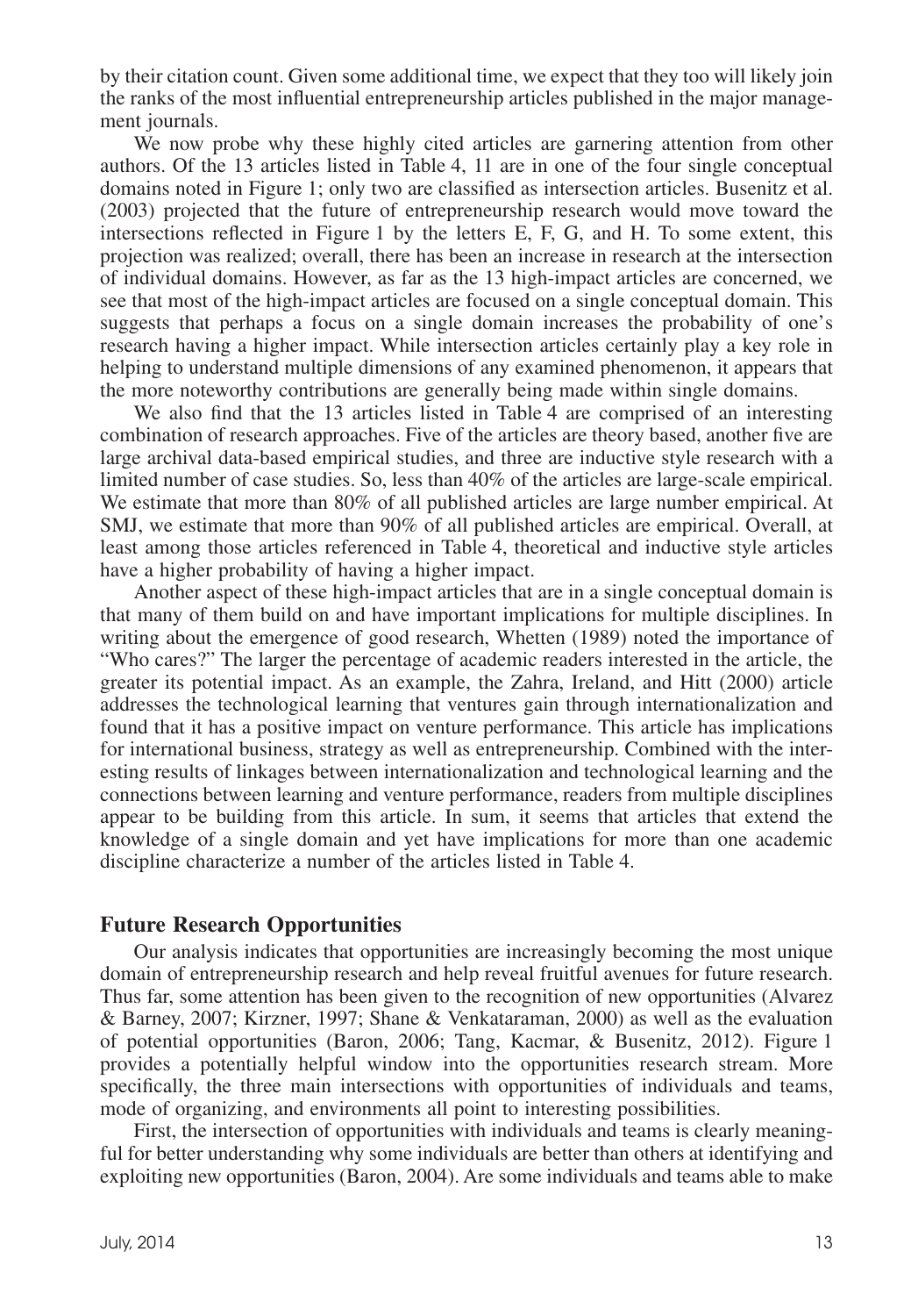by their citation count. Given some additional time, we expect that they too will likely join the ranks of the most influential entrepreneurship articles published in the major management journals.

We now probe why these highly cited articles are garnering attention from other authors. Of the 13 articles listed in Table 4, 11 are in one of the four single conceptual domains noted in Figure 1; only two are classified as intersection articles. Busenitz et al. (2003) projected that the future of entrepreneurship research would move toward the intersections reflected in Figure 1 by the letters E, F, G, and H. To some extent, this projection was realized; overall, there has been an increase in research at the intersection of individual domains. However, as far as the 13 high-impact articles are concerned, we see that most of the high-impact articles are focused on a single conceptual domain. This suggests that perhaps a focus on a single domain increases the probability of one's research having a higher impact. While intersection articles certainly play a key role in helping to understand multiple dimensions of any examined phenomenon, it appears that the more noteworthy contributions are generally being made within single domains.

We also find that the 13 articles listed in Table 4 are comprised of an interesting combination of research approaches. Five of the articles are theory based, another five are large archival data-based empirical studies, and three are inductive style research with a limited number of case studies. So, less than 40% of the articles are large-scale empirical. We estimate that more than 80% of all published articles are large number empirical. At SMJ, we estimate that more than 90% of all published articles are empirical. Overall, at least among those articles referenced in Table 4, theoretical and inductive style articles have a higher probability of having a higher impact.

Another aspect of these high-impact articles that are in a single conceptual domain is that many of them build on and have important implications for multiple disciplines. In writing about the emergence of good research, Whetten (1989) noted the importance of "Who cares?" The larger the percentage of academic readers interested in the article, the greater its potential impact. As an example, the Zahra, Ireland, and Hitt (2000) article addresses the technological learning that ventures gain through internationalization and found that it has a positive impact on venture performance. This article has implications for international business, strategy as well as entrepreneurship. Combined with the interesting results of linkages between internationalization and technological learning and the connections between learning and venture performance, readers from multiple disciplines appear to be building from this article. In sum, it seems that articles that extend the knowledge of a single domain and yet have implications for more than one academic discipline characterize a number of the articles listed in Table 4.

## Future Research Opportunities

Our analysis indicates that opportunities are increasingly becoming the most unique domain of entrepreneurship research and help reveal fruitful avenues for future research. Thus far, some attention has been given to the recognition of new opportunities (Alvarez & Barney, 2007; Kirzner, 1997; Shane & Venkataraman, 2000) as well as the evaluation of potential opportunities (Baron, 2006; Tang, Kacmar, & Busenitz, 2012). Figure 1 provides a potentially helpful window into the opportunities research stream. More specifically, the three main intersections with opportunities of individuals and teams, mode of organizing, and environments all point to interesting possibilities.

First, the intersection of opportunities with individuals and teams is clearly meaningful for better understanding why some individuals are better than others at identifying and exploiting new opportunities (Baron, 2004). Are some individuals and teams able to make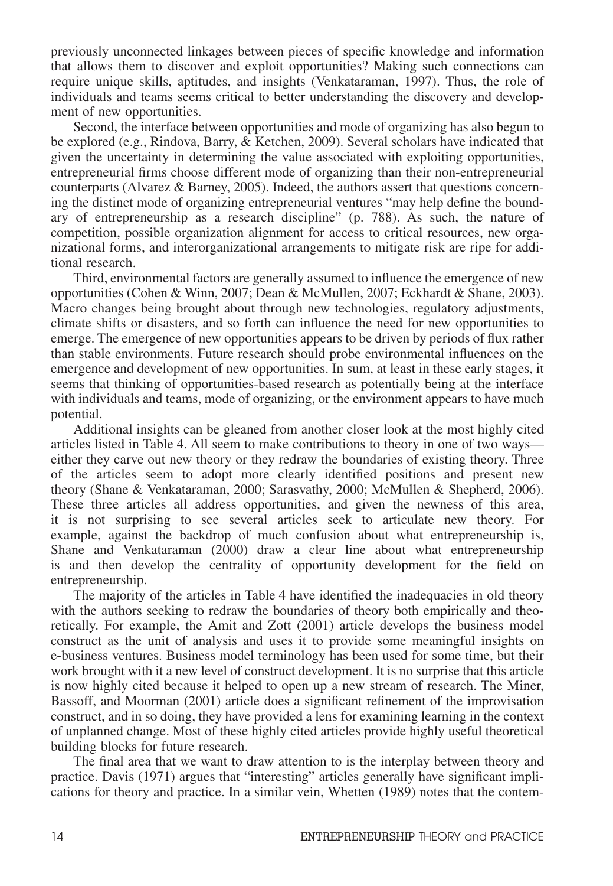previously unconnected linkages between pieces of specific knowledge and information that allows them to discover and exploit opportunities? Making such connections can require unique skills, aptitudes, and insights (Venkataraman, 1997). Thus, the role of individuals and teams seems critical to better understanding the discovery and development of new opportunities.

Second, the interface between opportunities and mode of organizing has also begun to be explored (e.g., Rindova, Barry, & Ketchen, 2009). Several scholars have indicated that given the uncertainty in determining the value associated with exploiting opportunities, entrepreneurial firms choose different mode of organizing than their non-entrepreneurial counterparts (Alvarez & Barney, 2005). Indeed, the authors assert that questions concerning the distinct mode of organizing entrepreneurial ventures "may help define the boundary of entrepreneurship as a research discipline" (p. 788). As such, the nature of competition, possible organization alignment for access to critical resources, new organizational forms, and interorganizational arrangements to mitigate risk are ripe for additional research.

Third, environmental factors are generally assumed to influence the emergence of new opportunities (Cohen & Winn, 2007; Dean & McMullen, 2007; Eckhardt & Shane, 2003). Macro changes being brought about through new technologies, regulatory adjustments, climate shifts or disasters, and so forth can influence the need for new opportunities to emerge. The emergence of new opportunities appears to be driven by periods of flux rather than stable environments. Future research should probe environmental influences on the emergence and development of new opportunities. In sum, at least in these early stages, it seems that thinking of opportunities-based research as potentially being at the interface with individuals and teams, mode of organizing, or the environment appears to have much potential.

Additional insights can be gleaned from another closer look at the most highly cited articles listed in Table 4. All seem to make contributions to theory in one of two ways—either they carve out new theory or they redraw the boundaries of existing theory. Three of the articles seem to adopt more clearly identified positions and present new theory (Shane & Venkataraman, 2000; Sarasvathy, 2000; McMullen & Shepherd, 2006). These three articles all address opportunities, and given the newness of this area, it is not surprising to see several articles seek to articulate new theory. For example, against the backdrop of much confusion about what entrepreneurship is, Shane and Venkataraman (2000) draw a clear line about what entrepreneurship is and then develop the centrality of opportunity development for the field on entrepreneurship.

The majority of the articles in Table 4 have identified the inadequacies in old theory with the authors seeking to redraw the boundaries of theory both empirically and theoretically. For example, the Amit and Zott (2001) article develops the business model construct as the unit of analysis and uses it to provide some meaningful insights on e-business ventures. Business model terminology has been used for some time, but their work brought with it a new level of construct development. It is no surprise that this article is now highly cited because it helped to open up a new stream of research. The Miner, Bassoff, and Moorman (2001) article does a significant refinement of the improvisation construct, and in so doing, they have provided a lens for examining learning in the context of unplanned change. Most of these highly cited articles provide highly useful theoretical building blocks for future research.

The final area that we want to draw attention to is the interplay between theory and practice. Davis (1971) argues that "interesting" articles generally have significant implications for theory and practice. In a similar vein, Whetten (1989) notes that the contem-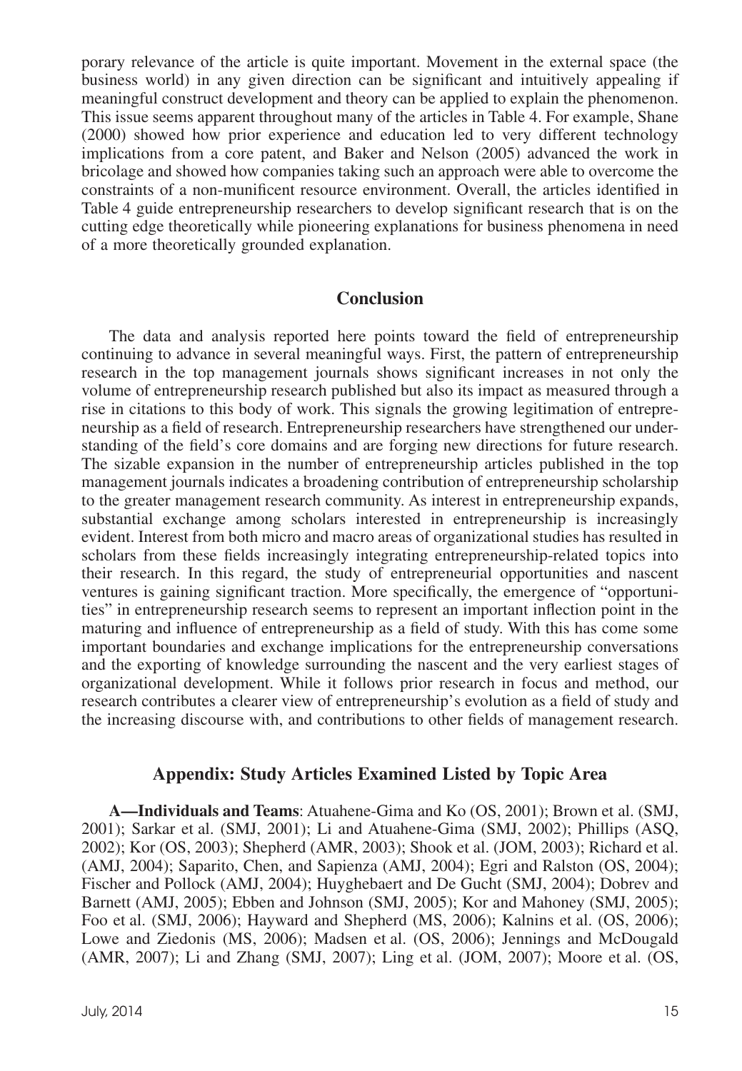porary relevance of the article is quite important. Movement in the external space (the business world) in any given direction can be significant and intuitively appealing if meaningful construct development and theory can be applied to explain the phenomenon. This issue seems apparent throughout many of the articles in Table 4. For example, Shane (2000) showed how prior experience and education led to very different technology implications from a core patent, and Baker and Nelson (2005) advanced the work in bricolage and showed how companies taking such an approach were able to overcome the constraints of a non-munificent resource environment. Overall, the articles identified in Table 4 guide entrepreneurship researchers to develop significant research that is on the cutting edge theoretically while pioneering explanations for business phenomena in need of a more theoretically grounded explanation.

## Conclusion

The data and analysis reported here points toward the field of entrepreneurship continuing to advance in several meaningful ways. First, the pattern of entrepreneurship research in the top management journals shows significant increases in not only the volume of entrepreneurship research published but also its impact as measured through a rise in citations to this body of work. This signals the growing legitimation of entrepreneurship as a field of research. Entrepreneurship researchers have strengthened our understanding of the field's core domains and are forging new directions for future research. The sizable expansion in the number of entrepreneurship articles published in the top management journals indicates a broadening contribution of entrepreneurship scholarship to the greater management research community. As interest in entrepreneurship expands, substantial exchange among scholars interested in entrepreneurship is increasingly evident. Interest from both micro and macro areas of organizational studies has resulted in scholars from these fields increasingly integrating entrepreneurship-related topics into their research. In this regard, the study of entrepreneurial opportunities and nascent ventures is gaining significant traction. More specifically, the emergence of "opportunities" in entrepreneurship research seems to represent an important inflection point in the maturing and influence of entrepreneurship as a field of study. With this has come some important boundaries and exchange implications for the entrepreneurship conversations and the exporting of knowledge surrounding the nascent and the very earliest stages of organizational development. While it follows prior research in focus and method, our research contributes a clearer view of entrepreneurship's evolution as a field of study and the increasing discourse with, and contributions to other fields of management research.

## Appendix: Study Articles Examined Listed by Topic Area

**A—Individuals and Teams**: Atuahene-Gima and Ko (OS, 2001); Brown et al. (SMJ, 2001); Sarkar et al. (SMJ, 2001); Li and Atuahene-Gima (SMJ, 2002); Phillips (ASQ, 2002); Kor (OS, 2003); Shepherd (AMR, 2003); Shook et al. (JOM, 2003); Richard et al. (AMJ, 2004); Saparito, Chen, and Sapienza (AMJ, 2004); Egri and Ralston (OS, 2004); Fischer and Pollock (AMJ, 2004); Huyghebaert and De Gucht (SMJ, 2004); Dobrev and Barnett (AMJ, 2005); Ebben and Johnson (SMJ, 2005); Kor and Mahoney (SMJ, 2005); Foo et al. (SMJ, 2006); Hayward and Shepherd (MS, 2006); Kalnins et al. (OS, 2006); Lowe and Ziedonis (MS, 2006); Madsen et al. (OS, 2006); Jennings and McDougald (AMR, 2007); Li and Zhang (SMJ, 2007); Ling et al. (JOM, 2007); Moore et al. (OS,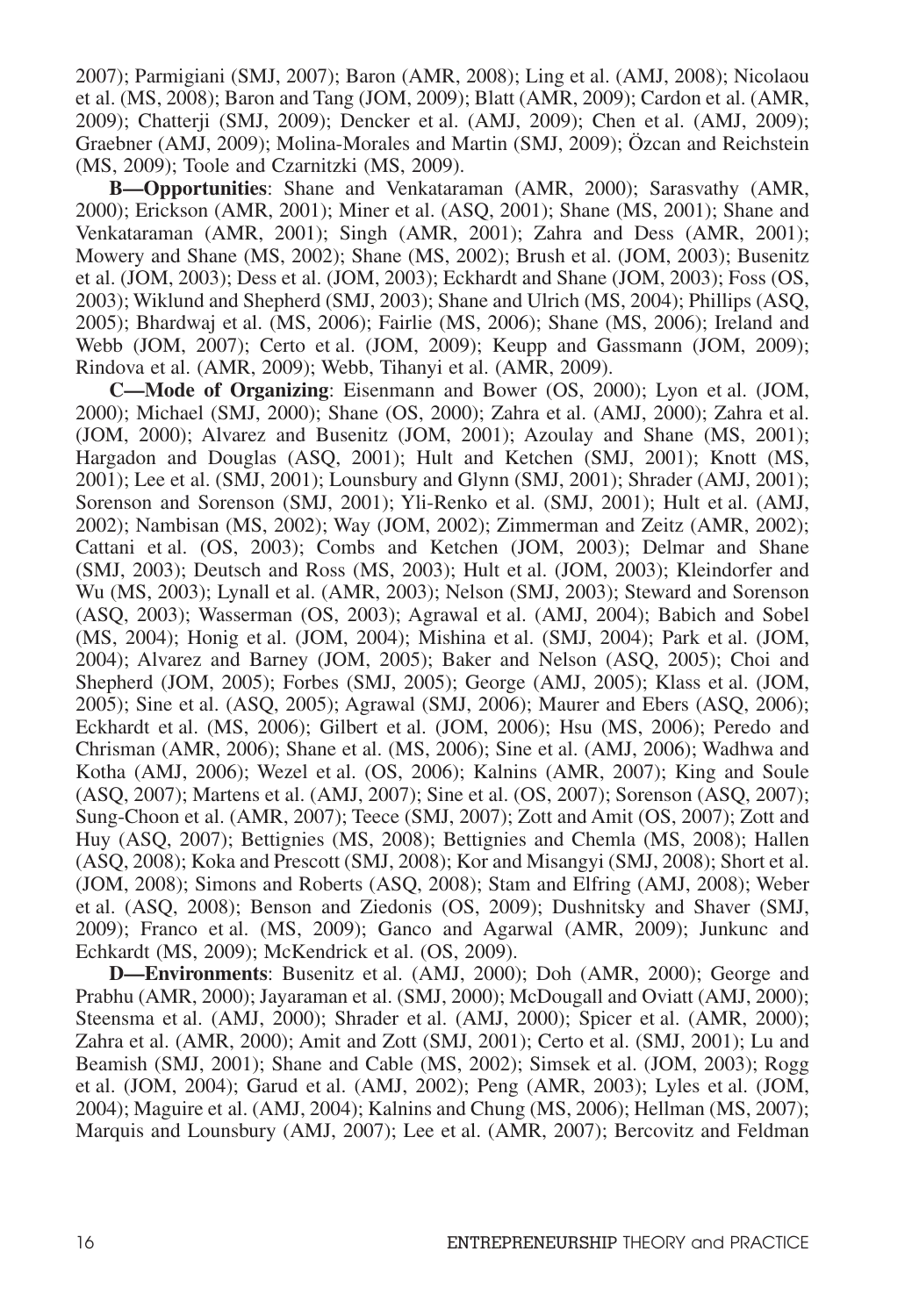2007); Parmigiani (SMJ, 2007); Baron (AMR, 2008); Ling et al. (AMJ, 2008); Nicolaou et al. (MS, 2008); Baron and Tang (JOM, 2009); Blatt (AMR, 2009); Cardon et al. (AMR, 2009); Chatterji (SMJ, 2009); Dencker et al. (AMJ, 2009); Chen et al. (AMJ, 2009); Graebner (AMJ, 2009); Molina-Morales and Martin (SMJ, 2009); Özcan and Reichstein (MS, 2009); Toole and Czarnitzki (MS, 2009).

**B—Opportunities**: Shane and Venkataraman (AMR, 2000); Sarasvathy (AMR, 2000); Erickson (AMR, 2001); Miner et al. (ASQ, 2001); Shane (MS, 2001); Shane and Venkataraman (AMR, 2001); Singh (AMR, 2001); Zahra and Dess (AMR, 2001); Mowery and Shane (MS, 2002); Shane (MS, 2002); Brush et al. (JOM, 2003); Busenitz et al. (JOM, 2003); Dess et al. (JOM, 2003); Eckhardt and Shane (JOM, 2003); Foss (OS, 2003); Wiklund and Shepherd (SMJ, 2003); Shane and Ulrich (MS, 2004); Phillips (ASQ, 2005); Bhardwaj et al. (MS, 2006); Fairlie (MS, 2006); Shane (MS, 2006); Ireland and Webb (JOM, 2007); Certo et al. (JOM, 2009); Keupp and Gassmann (JOM, 2009); Rindova et al. (AMR, 2009); Webb, Tihanyi et al. (AMR, 2009).

**C—Mode of Organizing**: Eisenmann and Bower (OS, 2000); Lyon et al. (JOM, 2000); Michael (SMJ, 2000); Shane (OS, 2000); Zahra et al. (AMJ, 2000); Zahra et al. (JOM, 2000); Alvarez and Busenitz (JOM, 2001); Azoulay and Shane (MS, 2001); Hargadon and Douglas (ASQ, 2001); Hult and Ketchen (SMJ, 2001); Knott (MS, 2001); Lee et al. (SMJ, 2001); Lounsbury and Glynn (SMJ, 2001); Shrader (AMJ, 2001); Sorenson and Sorenson (SMJ, 2001); Yli-Renko et al. (SMJ, 2001); Hult et al. (AMJ, 2002); Nambisan (MS, 2002); Way (JOM, 2002); Zimmerman and Zeitz (AMR, 2002); Cattani et al. (OS, 2003); Combs and Ketchen (JOM, 2003); Delmar and Shane (SMJ, 2003); Deutsch and Ross (MS, 2003); Hult et al. (JOM, 2003); Kleindorfer and Wu (MS, 2003); Lynall et al. (AMR, 2003); Nelson (SMJ, 2003); Steward and Sorenson (ASQ, 2003); Wasserman (OS, 2003); Agrawal et al. (AMJ, 2004); Babich and Sobel (MS, 2004); Honig et al. (JOM, 2004); Mishina et al. (SMJ, 2004); Park et al. (JOM, 2004); Alvarez and Barney (JOM, 2005); Baker and Nelson (ASQ, 2005); Choi and Shepherd (JOM, 2005); Forbes (SMJ, 2005); George (AMJ, 2005); Klass et al. (JOM, 2005); Sine et al. (ASQ, 2005); Agrawal (SMJ, 2006); Maurer and Ebers (ASQ, 2006); Eckhardt et al. (MS, 2006); Gilbert et al. (JOM, 2006); Hsu (MS, 2006); Peredo and Chrisman (AMR, 2006); Shane et al. (MS, 2006); Sine et al. (AMJ, 2006); Wadhwa and Kotha (AMJ, 2006); Wezel et al. (OS, 2006); Kalnins (AMR, 2007); King and Soule (ASQ, 2007); Martens et al. (AMJ, 2007); Sine et al. (OS, 2007); Sorenson (ASQ, 2007); Sung-Choon et al. (AMR, 2007); Teece (SMJ, 2007); Zott and Amit (OS, 2007); Zott and Huy (ASQ, 2007); Bettignies (MS, 2008); Bettignies and Chemla (MS, 2008); Hallen (ASQ, 2008); Koka and Prescott (SMJ, 2008); Kor and Misangyi (SMJ, 2008); Short et al. (JOM, 2008); Simons and Roberts (ASQ, 2008); Stam and Elfring (AMJ, 2008); Weber et al. (ASQ, 2008); Benson and Ziedonis (OS, 2009); Dushnitsky and Shaver (SMJ, 2009); Franco et al. (MS, 2009); Ganco and Agarwal (AMR, 2009); Junkunc and Echkardt (MS, 2009); McKendrick et al. (OS, 2009).

**D—Environments**: Busenitz et al. (AMJ, 2000); Doh (AMR, 2000); George and Prabhu (AMR, 2000); Jayaraman et al. (SMJ, 2000); McDougall and Oviatt (AMJ, 2000); Steensma et al. (AMJ, 2000); Shrader et al. (AMJ, 2000); Spicer et al. (AMR, 2000); Zahra et al. (AMR, 2000); Amit and Zott (SMJ, 2001); Certo et al. (SMJ, 2001); Lu and Beamish (SMJ, 2001); Shane and Cable (MS, 2002); Simsek et al. (JOM, 2003); Rogg et al. (JOM, 2004); Garud et al. (AMJ, 2002); Peng (AMR, 2003); Lyles et al. (JOM, 2004); Maguire et al. (AMJ, 2004); Kalnins and Chung (MS, 2006); Hellman (MS, 2007); Marquis and Lounsbury (AMJ, 2007); Lee et al. (AMR, 2007); Bercovitz and Feldman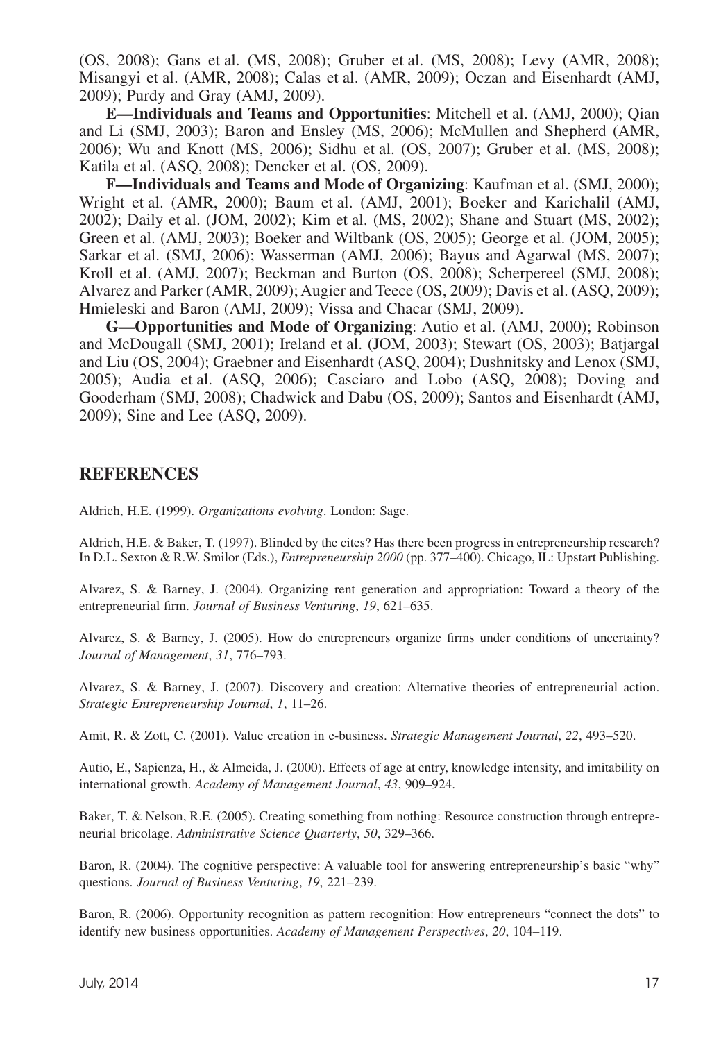(OS, 2008); Gans et al. (MS, 2008); Gruber et al. (MS, 2008); Levy (AMR, 2008); Misangyi et al. (AMR, 2008); Calas et al. (AMR, 2009); Oczan and Eisenhardt (AMJ, 2009); Purdy and Gray (AMJ, 2009).

**E—Individuals and Teams and Opportunities**: Mitchell et al. (AMJ, 2000); Qian and Li (SMJ, 2003); Baron and Ensley (MS, 2006); McMullen and Shepherd (AMR, 2006); Wu and Knott (MS, 2006); Sidhu et al. (OS, 2007); Gruber et al. (MS, 2008); Katila et al. (ASQ, 2008); Dencker et al. (OS, 2009).

**F—Individuals and Teams and Mode of Organizing**: Kaufman et al. (SMJ, 2000); Wright et al. (AMR, 2000); Baum et al. (AMJ, 2001); Boeker and Karichalil (AMJ, 2002); Daily et al. (JOM, 2002); Kim et al. (MS, 2002); Shane and Stuart (MS, 2002); Green et al. (AMJ, 2003); Boeker and Wiltbank (OS, 2005); George et al. (JOM, 2005); Sarkar et al. (SMJ, 2006); Wasserman (AMJ, 2006); Bayus and Agarwal (MS, 2007); Kroll et al. (AMJ, 2007); Beckman and Burton (OS, 2008); Scherpereel (SMJ, 2008); Alvarez and Parker (AMR, 2009); Augier and Teece (OS, 2009); Davis et al. (ASQ, 2009); Hmieleski and Baron (AMJ, 2009); Vissa and Chacar (SMJ, 2009).

**G—Opportunities and Mode of Organizing**: Autio et al. (AMJ, 2000); Robinson and McDougall (SMJ, 2001); Ireland et al. (JOM, 2003); Stewart (OS, 2003); Batjargal and Liu (OS, 2004); Graebner and Eisenhardt (ASQ, 2004); Dushnitsky and Lenox (SMJ, 2005); Audia et al. (ASQ, 2006); Casciaro and Lobo (ASQ, 2008); Doving and Gooderham (SMJ, 2008); Chadwick and Dabu (OS, 2009); Santos and Eisenhardt (AMJ, 2009); Sine and Lee (ASQ, 2009).

## REFERENCES

Aldrich, H.E. (1999). *Organizations evolving*. London: Sage.

Aldrich, H.E. & Baker, T. (1997). Blinded by the cites? Has there been progress in entrepreneurship research? In D.L. Sexton & R.W. Smilor (Eds.), *Entrepreneurship 2000* (pp. 377–400). Chicago, IL: Upstart Publishing.

Alvarez, S. & Barney, J. (2004). Organizing rent generation and appropriation: Toward a theory of the entrepreneurial firm. *Journal of Business Venturing*, *19*, 621–635.

Alvarez, S. & Barney, J. (2005). How do entrepreneurs organize firms under conditions of uncertainty? *Journal of Management*, *31*, 776–793.

Alvarez, S. & Barney, J. (2007). Discovery and creation: Alternative theories of entrepreneurial action. *Strategic Entrepreneurship Journal*, *1*, 11–26.

Amit, R. & Zott, C. (2001). Value creation in e-business. *Strategic Management Journal*, *22*, 493–520.

Autio, E., Sapienza, H., & Almeida, J. (2000). Effects of age at entry, knowledge intensity, and imitability on international growth. *Academy of Management Journal*, *43*, 909–924.

Baker, T. & Nelson, R.E. (2005). Creating something from nothing: Resource construction through entrepreneurial bricolage. *Administrative Science Quarterly*, *50*, 329–366.

Baron, R. (2004). The cognitive perspective: A valuable tool for answering entrepreneurship's basic "why" questions. *Journal of Business Venturing*, *19*, 221–239.

Baron, R. (2006). Opportunity recognition as pattern recognition: How entrepreneurs "connect the dots" to identify new business opportunities. *Academy of Management Perspectives*, *20*, 104–119.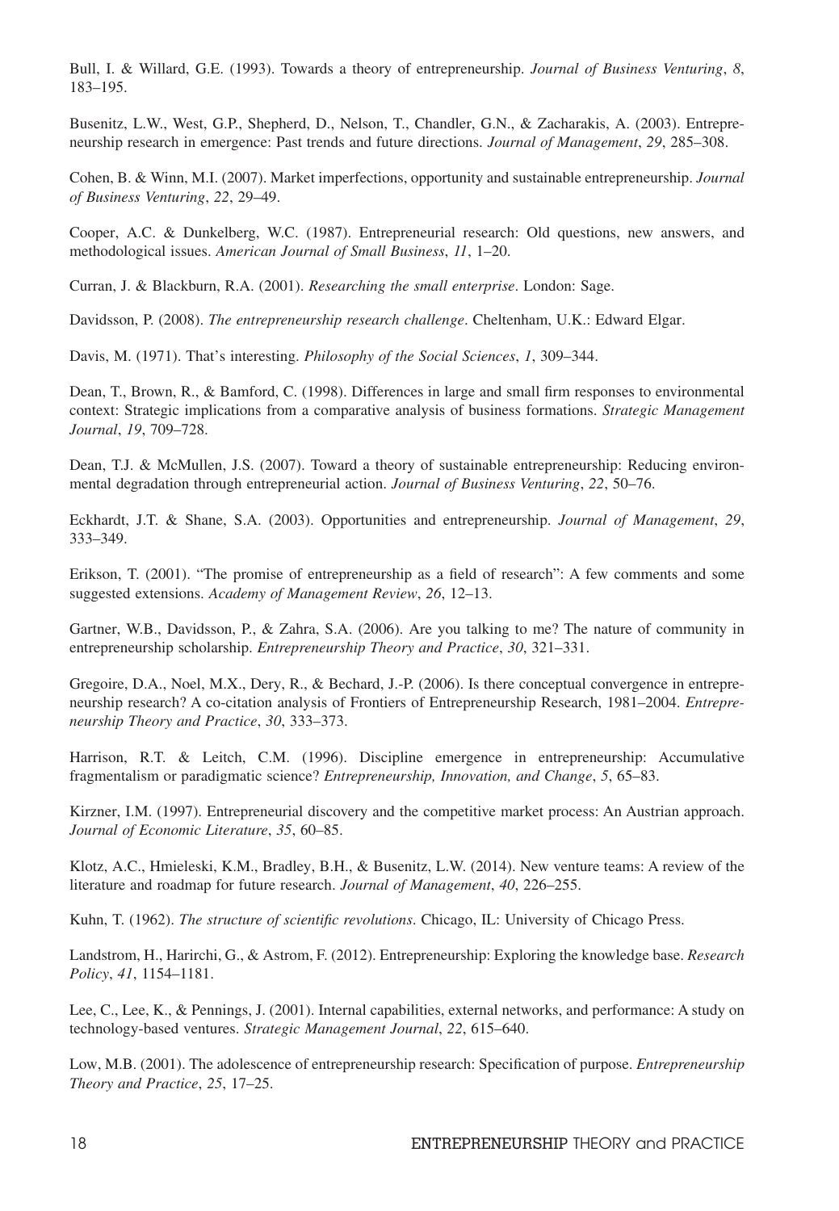Bull, I. & Willard, G.E. (1993). Towards a theory of entrepreneurship. *Journal of Business Venturing*, *8*, 183–195.

Busenitz, L.W., West, G.P., Shepherd, D., Nelson, T., Chandler, G.N., & Zacharakis, A. (2003). Entrepreneurship research in emergence: Past trends and future directions. *Journal of Management*, *29*, 285–308.

Cohen, B. & Winn, M.I. (2007). Market imperfections, opportunity and sustainable entrepreneurship. *Journal of Business Venturing*, *22*, 29–49.

Cooper, A.C. & Dunkelberg, W.C. (1987). Entrepreneurial research: Old questions, new answers, and methodological issues. *American Journal of Small Business*, *11*, 1–20.

Curran, J. & Blackburn, R.A. (2001). *Researching the small enterprise*. London: Sage.

Davidsson, P. (2008). *The entrepreneurship research challenge*. Cheltenham, U.K.: Edward Elgar.

Davis, M. (1971). That's interesting. *Philosophy of the Social Sciences*, *1*, 309–344.

Dean, T., Brown, R., & Bamford, C. (1998). Differences in large and small firm responses to environmental context: Strategic implications from a comparative analysis of business formations. *Strategic Management Journal*, *19*, 709–728.

Dean, T.J. & McMullen, J.S. (2007). Toward a theory of sustainable entrepreneurship: Reducing environmental degradation through entrepreneurial action. *Journal of Business Venturing*, *22*, 50–76.

Eckhardt, J.T. & Shane, S.A. (2003). Opportunities and entrepreneurship. *Journal of Management*, *29*, 333–349.

Erikson, T. (2001). "The promise of entrepreneurship as a field of research": A few comments and some suggested extensions. *Academy of Management Review*, *26*, 12–13.

Gartner, W.B., Davidsson, P., & Zahra, S.A. (2006). Are you talking to me? The nature of community in entrepreneurship scholarship. *Entrepreneurship Theory and Practice*, *30*, 321–331.

Gregoire, D.A., Noel, M.X., Dery, R., & Bechard, J.-P. (2006). Is there conceptual convergence in entrepreneurship research? A co-citation analysis of Frontiers of Entrepreneurship Research, 1981–2004. *Entrepreneurship Theory and Practice*, *30*, 333–373.

Harrison, R.T. & Leitch, C.M. (1996). Discipline emergence in entrepreneurship: Accumulative fragmentalism or paradigmatic science? *Entrepreneurship, Innovation, and Change*, *5*, 65–83.

Kirzner, I.M. (1997). Entrepreneurial discovery and the competitive market process: An Austrian approach. *Journal of Economic Literature*, *35*, 60–85.

Klotz, A.C., Hmieleski, K.M., Bradley, B.H., & Busenitz, L.W. (2014). New venture teams: A review of the literature and roadmap for future research. *Journal of Management*, *40*, 226–255.

Kuhn, T. (1962). *The structure of scientific revolutions*. Chicago, IL: University of Chicago Press.

Landstrom, H., Harirchi, G., & Astrom, F. (2012). Entrepreneurship: Exploring the knowledge base. *Research Policy*, *41*, 1154–1181.

Lee, C., Lee, K., & Pennings, J. (2001). Internal capabilities, external networks, and performance: A study on technology-based ventures. *Strategic Management Journal*, *22*, 615–640.

Low, M.B. (2001). The adolescence of entrepreneurship research: Specification of purpose. *Entrepreneurship Theory and Practice*, *25*, 17–25.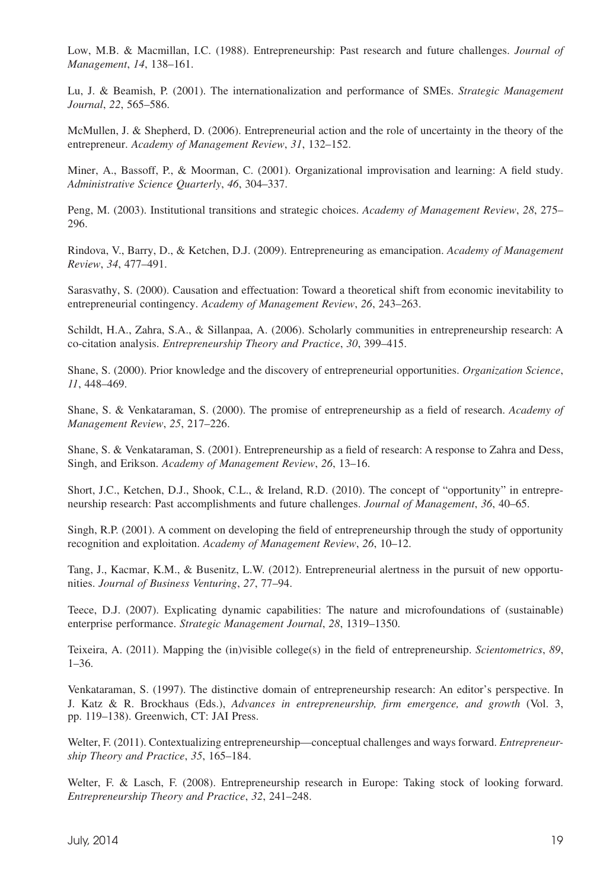Low, M.B. & Macmillan, I.C. (1988). Entrepreneurship: Past research and future challenges. *Journal of Management*, *14*, 138–161.

Lu, J. & Beamish, P. (2001). The internationalization and performance of SMEs. *Strategic Management Journal*, *22*, 565–586.

McMullen, J. & Shepherd, D. (2006). Entrepreneurial action and the role of uncertainty in the theory of the entrepreneur. *Academy of Management Review*, *31*, 132–152.

Miner, A., Bassoff, P., & Moorman, C. (2001). Organizational improvisation and learning: A field study. *Administrative Science Quarterly*, *46*, 304–337.

Peng, M. (2003). Institutional transitions and strategic choices. *Academy of Management Review*, *28*, 275–296.

Rindova, V., Barry, D., & Ketchen, D.J. (2009). Entrepreneuring as emancipation. *Academy of Management Review*, *34*, 477–491.

Sarasvathy, S. (2000). Causation and effectuation: Toward a theoretical shift from economic inevitability to entrepreneurial contingency. *Academy of Management Review*, *26*, 243–263.

Schildt, H.A., Zahra, S.A., & Sillanpaa, A. (2006). Scholarly communities in entrepreneurship research: A co-citation analysis. *Entrepreneurship Theory and Practice*, *30*, 399–415.

Shane, S. (2000). Prior knowledge and the discovery of entrepreneurial opportunities. *Organization Science*, *11*, 448–469.

Shane, S. & Venkataraman, S. (2000). The promise of entrepreneurship as a field of research. *Academy of Management Review*, *25*, 217–226.

Shane, S. & Venkataraman, S. (2001). Entrepreneurship as a field of research: A response to Zahra and Dess, Singh, and Erikson. *Academy of Management Review*, *26*, 13–16.

Short, J.C., Ketchen, D.J., Shook, C.L., & Ireland, R.D. (2010). The concept of "opportunity" in entrepreneurship research: Past accomplishments and future challenges. *Journal of Management*, *36*, 40–65.

Singh, R.P. (2001). A comment on developing the field of entrepreneurship through the study of opportunity recognition and exploitation. *Academy of Management Review*, *26*, 10–12.

Tang, J., Kacmar, K.M., & Busenitz, L.W. (2012). Entrepreneurial alertness in the pursuit of new opportunities. *Journal of Business Venturing*, *27*, 77–94.

Teece, D.J. (2007). Explicating dynamic capabilities: The nature and microfoundations of (sustainable) enterprise performance. *Strategic Management Journal*, *28*, 1319–1350.

Teixeira, A. (2011). Mapping the (in)visible college(s) in the field of entrepreneurship. *Scientometrics*, *89*, 1–36.

Venkataraman, S. (1997). The distinctive domain of entrepreneurship research: An editor's perspective. In J. Katz & R. Brockhaus (Eds.), *Advances in entrepreneurship, firm emergence, and growth* (Vol. 3, pp. 119–138). Greenwich, CT: JAI Press.

Welter, F. (2011). Contextualizing entrepreneurship—conceptual challenges and ways forward. *Entrepreneurship Theory and Practice*, *35*, 165–184.

Welter, F. & Lasch, F. (2008). Entrepreneurship research in Europe: Taking stock of looking forward. *Entrepreneurship Theory and Practice*, *32*, 241–248.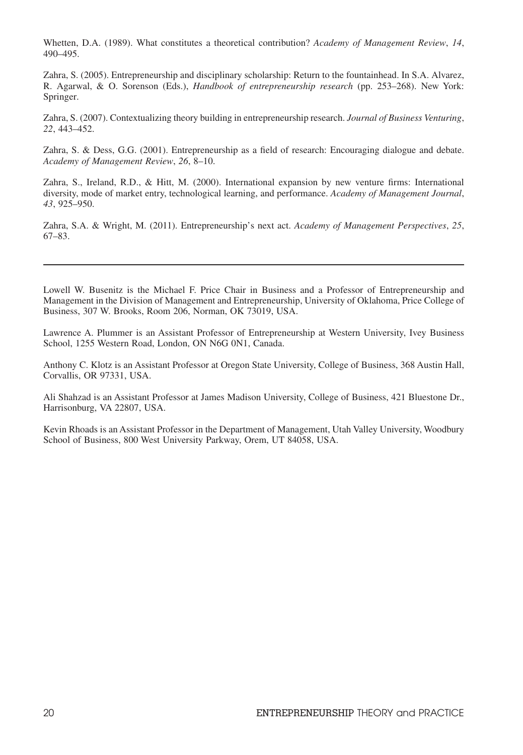Whetten, D.A. (1989). What constitutes a theoretical contribution? *Academy of Management Review*, *14*, 490–495.

Zahra, S. (2005). Entrepreneurship and disciplinary scholarship: Return to the fountainhead. In S.A. Alvarez, R. Agarwal, & O. Sorenson (Eds.), *Handbook of entrepreneurship research* (pp. 253–268). New York: Springer.

Zahra, S. (2007). Contextualizing theory building in entrepreneurship research. *Journal of Business Venturing*, *22*, 443–452.

Zahra, S. & Dess, G.G. (2001). Entrepreneurship as a field of research: Encouraging dialogue and debate. *Academy of Management Review*, *26*, 8–10.

Zahra, S., Ireland, R.D., & Hitt, M. (2000). International expansion by new venture firms: International diversity, mode of market entry, technological learning, and performance. *Academy of Management Journal*, *43*, 925–950.

Zahra, S.A. & Wright, M. (2011). Entrepreneurship's next act. *Academy of Management Perspectives*, *25*, 67–83.

---

Lowell W. Busenitz is the Michael F. Price Chair in Business and a Professor of Entrepreneurship and Management in the Division of Management and Entrepreneurship, University of Oklahoma, Price College of Business, 307 W. Brooks, Room 206, Norman, OK 73019, USA.

Lawrence A. Plummer is an Assistant Professor of Entrepreneurship at Western University, Ivey Business School, 1255 Western Road, London, ON N6G 0N1, Canada.

Anthony C. Klotz is an Assistant Professor at Oregon State University, College of Business, 368 Austin Hall, Corvallis, OR 97331, USA.

Ali Shahzad is an Assistant Professor at James Madison University, College of Business, 421 Bluestone Dr., Harrisonburg, VA 22807, USA.

Kevin Rhoads is an Assistant Professor in the Department of Management, Utah Valley University, Woodbury School of Business, 800 West University Parkway, Orem, UT 84058, USA.